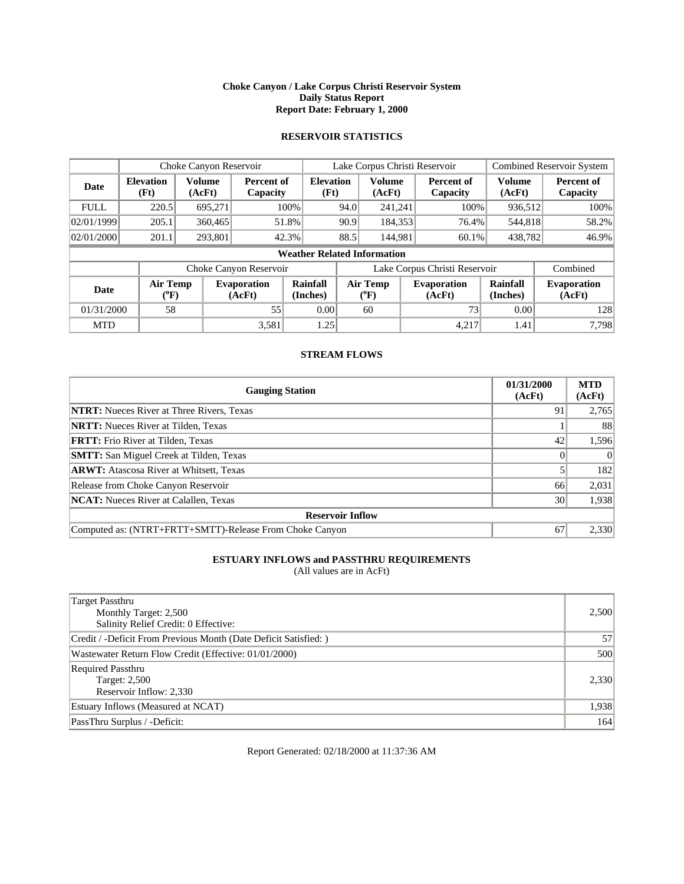**Choke Canyon / Lake Corpus Christi Reservoir System**
**Daily Status Report**
**Report Date: February 1, 2000**

## RESERVOIR STATISTICS

| | Choke Canyon Reservoir | | | Lake Corpus Christi Reservoir | | | Combined Reservoir System | |
|---|---|---|---|---|---|---|---|---|
| **Date** | **Elevation (Ft)** | **Volume (AcFt)** | **Percent of Capacity** | **Elevation (Ft)** | **Volume (AcFt)** | **Percent of Capacity** | **Volume (AcFt)** | **Percent of Capacity** |
| FULL | 220.5 | 695,271 | 100% | 94.0 | 241,241 | 100% | 936,512 | 100% |
| 02/01/1999 | 205.1 | 360,465 | 51.8% | 90.9 | 184,353 | 76.4% | 544,818 | 58.2% |
| 02/01/2000 | 201.1 | 293,801 | 42.3% | 88.5 | 144,981 | 60.1% | 438,782 | 46.9% |

**Weather Related Information**

| | Choke Canyon Reservoir | | | Lake Corpus Christi Reservoir | | | Combined |
|---|---|---|---|---|---|---|---|
| **Date** | **Air Temp (°F)** | **Evaporation (AcFt)** | **Rainfall (Inches)** | **Air Temp (°F)** | **Evaporation (AcFt)** | **Rainfall (Inches)** | **Evaporation (AcFt)** |
| 01/31/2000 | 58 | 55 | 0.00 | 60 | 73 | 0.00 | 128 |
| MTD | | 3,581 | 1.25 | | 4,217 | 1.41 | 7,798 |

## STREAM FLOWS

| Gauging Station | 01/31/2000 (AcFt) | MTD (AcFt) |
|---|---|---|
| **NTRT:** Nueces River at Three Rivers, Texas | 91 | 2,765 |
| **NRTT:** Nueces River at Tilden, Texas | 1 | 88 |
| **FRTT:** Frio River at Tilden, Texas | 42 | 1,596 |
| **SMTT:** San Miguel Creek at Tilden, Texas | 0 | 0 |
| **ARWT:** Atascosa River at Whitsett, Texas | 5 | 182 |
| Release from Choke Canyon Reservoir | 66 | 2,031 |
| **NCAT:** Nueces River at Calallen, Texas | 30 | 1,938 |
| **Reservoir Inflow** | | |
| Computed as: (NTRT+FRTT+SMTT)-Release From Choke Canyon | 67 | 2,330 |

## ESTUARY INFLOWS and PASSTHRU REQUIREMENTS

(All values are in AcFt)

| | |
|---|---|
| Target Passthru<br>Monthly Target: 2,500<br>Salinity Relief Credit: 0 Effective: | 2,500 |
| Credit / -Deficit From Previous Month (Date Deficit Satisfied: ) | 57 |
| Wastewater Return Flow Credit (Effective: 01/01/2000) | 500 |
| Required Passthru<br>Target: 2,500<br>Reservoir Inflow: 2,330 | 2,330 |
| Estuary Inflows (Measured at NCAT) | 1,938 |
| PassThru Surplus / -Deficit: | 164 |

Report Generated: 02/18/2000 at 11:37:36 AM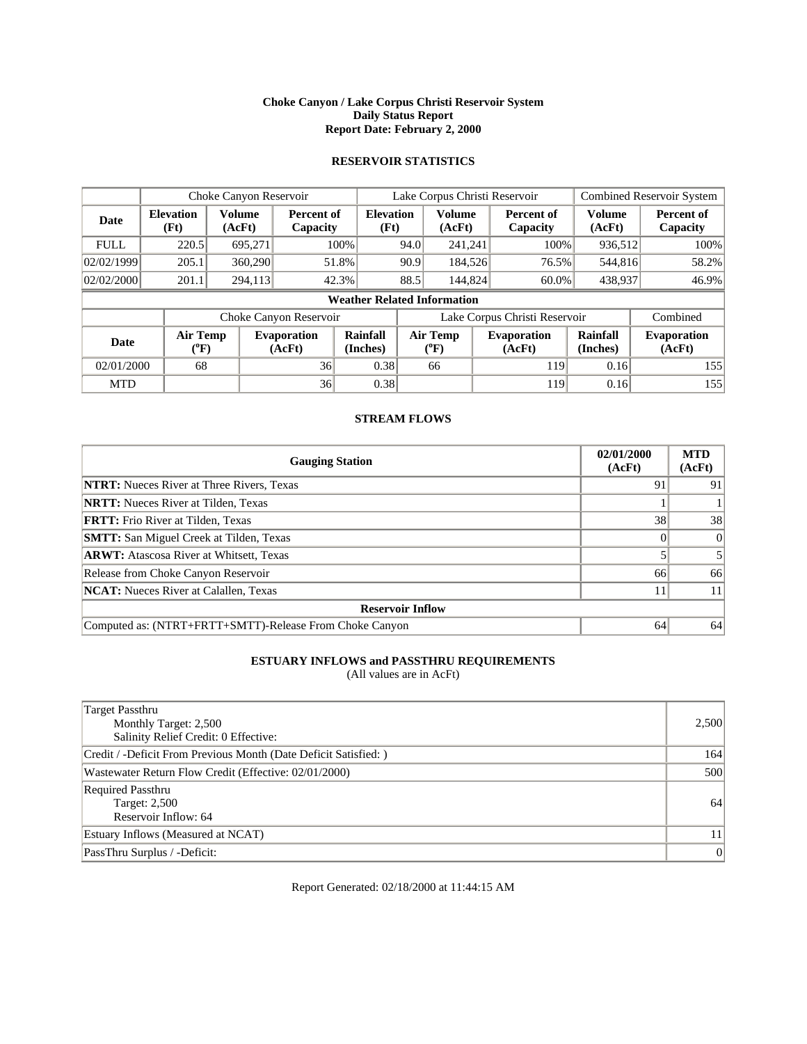**Choke Canyon / Lake Corpus Christi Reservoir System**
**Daily Status Report**
**Report Date: February 2, 2000**

## RESERVOIR STATISTICS

| | Choke Canyon Reservoir | | | Lake Corpus Christi Reservoir | | | Combined Reservoir System | |
|---|---|---|---|---|---|---|---|---|
| **Date** | **Elevation (Ft)** | **Volume (AcFt)** | **Percent of Capacity** | **Elevation (Ft)** | **Volume (AcFt)** | **Percent of Capacity** | **Volume (AcFt)** | **Percent of Capacity** |
| FULL | 220.5 | 695,271 | 100% | 94.0 | 241,241 | 100% | 936,512 | 100% |
| 02/02/1999 | 205.1 | 360,290 | 51.8% | 90.9 | 184,526 | 76.5% | 544,816 | 58.2% |
| 02/02/2000 | 201.1 | 294,113 | 42.3% | 88.5 | 144,824 | 60.0% | 438,937 | 46.9% |

**Weather Related Information**

| | Choke Canyon Reservoir | | | Lake Corpus Christi Reservoir | | | Combined |
|---|---|---|---|---|---|---|---|
| **Date** | **Air Temp (°F)** | **Evaporation (AcFt)** | **Rainfall (Inches)** | **Air Temp (°F)** | **Evaporation (AcFt)** | **Rainfall (Inches)** | **Evaporation (AcFt)** |
| 02/01/2000 | 68 | 36 | 0.38 | 66 | 119 | 0.16 | 155 |
| MTD | | 36 | 0.38 | | 119 | 0.16 | 155 |

## STREAM FLOWS

| Gauging Station | 02/01/2000 (AcFt) | MTD (AcFt) |
|---|---|---|
| **NTRT:** Nueces River at Three Rivers, Texas | 91 | 91 |
| **NRTT:** Nueces River at Tilden, Texas | 1 | 1 |
| **FRTT:** Frio River at Tilden, Texas | 38 | 38 |
| **SMTT:** San Miguel Creek at Tilden, Texas | 0 | 0 |
| **ARWT:** Atascosa River at Whitsett, Texas | 5 | 5 |
| Release from Choke Canyon Reservoir | 66 | 66 |
| **NCAT:** Nueces River at Calallen, Texas | 11 | 11 |
| **Reservoir Inflow** | | |
| Computed as: (NTRT+FRTT+SMTT)-Release From Choke Canyon | 64 | 64 |

## ESTUARY INFLOWS and PASSTHRU REQUIREMENTS

(All values are in AcFt)

| | |
|---|---|
| Target Passthru<br>Monthly Target: 2,500<br>Salinity Relief Credit: 0 Effective: | 2,500 |
| Credit / -Deficit From Previous Month (Date Deficit Satisfied: ) | 164 |
| Wastewater Return Flow Credit (Effective: 02/01/2000) | 500 |
| Required Passthru<br>Target: 2,500<br>Reservoir Inflow: 64 | 64 |
| Estuary Inflows (Measured at NCAT) | 11 |
| PassThru Surplus / -Deficit: | 0 |

Report Generated: 02/18/2000 at 11:44:15 AM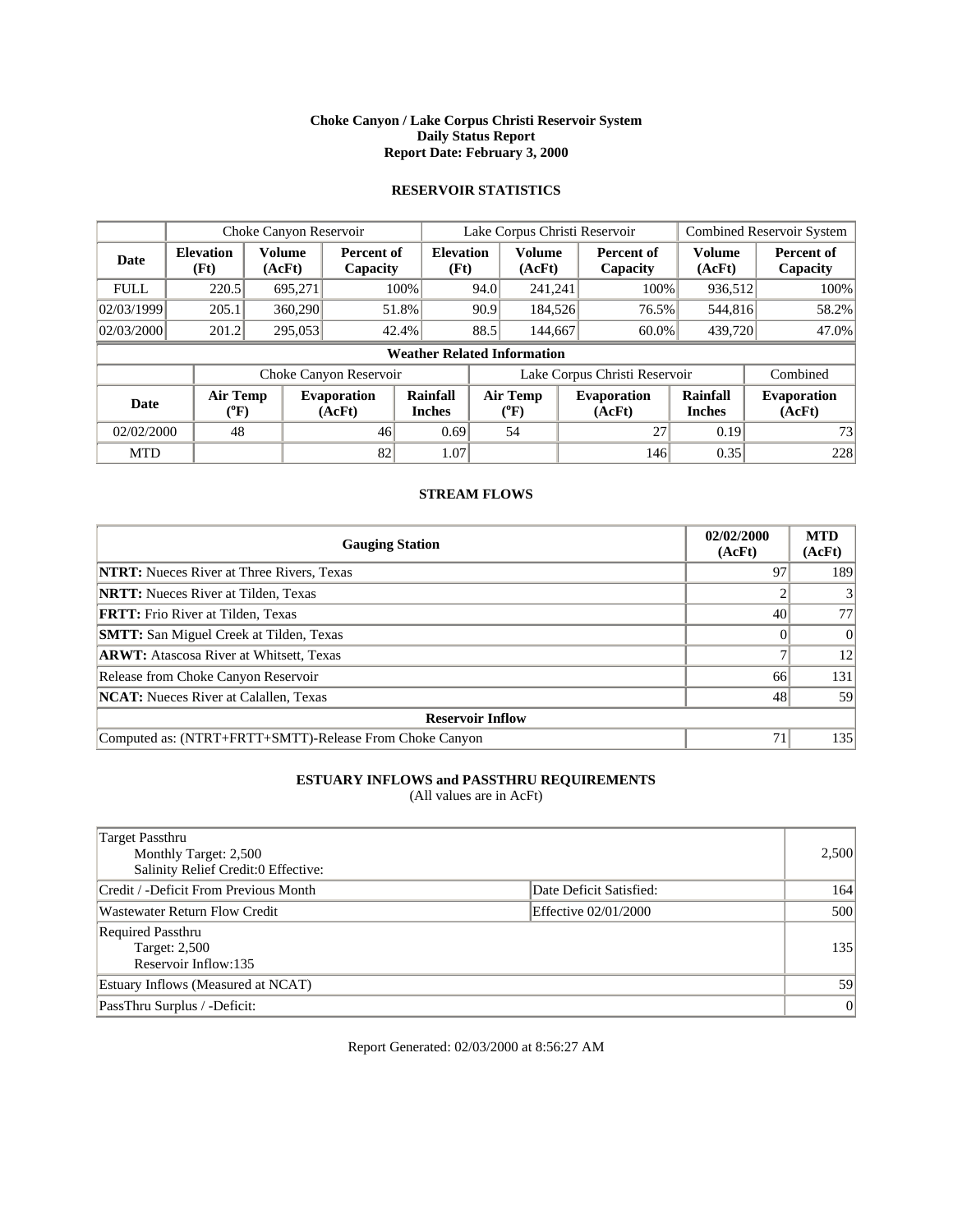**Choke Canyon / Lake Corpus Christi Reservoir System**
**Daily Status Report**
**Report Date: February 3, 2000**

## RESERVOIR STATISTICS

| | Choke Canyon Reservoir | | | Lake Corpus Christi Reservoir | | | Combined Reservoir System | |
|---|---|---|---|---|---|---|---|---|
| **Date** | **Elevation (Ft)** | **Volume (AcFt)** | **Percent of Capacity** | **Elevation (Ft)** | **Volume (AcFt)** | **Percent of Capacity** | **Volume (AcFt)** | **Percent of Capacity** |
| FULL | 220.5 | 695,271 | 100% | 94.0 | 241,241 | 100% | 936,512 | 100% |
| 02/03/1999 | 205.1 | 360,290 | 51.8% | 90.9 | 184,526 | 76.5% | 544,816 | 58.2% |
| 02/03/2000 | 201.2 | 295,053 | 42.4% | 88.5 | 144,667 | 60.0% | 439,720 | 47.0% |

**Weather Related Information**

| | Choke Canyon Reservoir | | | Lake Corpus Christi Reservoir | | | Combined |
|---|---|---|---|---|---|---|---|
| **Date** | **Air Temp (°F)** | **Evaporation (AcFt)** | **Rainfall Inches** | **Air Temp (°F)** | **Evaporation (AcFt)** | **Rainfall Inches** | **Evaporation (AcFt)** |
| 02/02/2000 | 48 | 46 | 0.69 | 54 | 27 | 0.19 | 73 |
| MTD | | 82 | 1.07 | | 146 | 0.35 | 228 |

## STREAM FLOWS

| Gauging Station | 02/02/2000 (AcFt) | MTD (AcFt) |
|---|---|---|
| **NTRT:** Nueces River at Three Rivers, Texas | 97 | 189 |
| **NRTT:** Nueces River at Tilden, Texas | 2 | 3 |
| **FRTT:** Frio River at Tilden, Texas | 40 | 77 |
| **SMTT:** San Miguel Creek at Tilden, Texas | 0 | 0 |
| **ARWT:** Atascosa River at Whitsett, Texas | 7 | 12 |
| Release from Choke Canyon Reservoir | 66 | 131 |
| **NCAT:** Nueces River at Calallen, Texas | 48 | 59 |
| **Reservoir Inflow** | | |
| Computed as: (NTRT+FRTT+SMTT)-Release From Choke Canyon | 71 | 135 |

## ESTUARY INFLOWS and PASSTHRU REQUIREMENTS

(All values are in AcFt)

| | | |
|---|---|---|
| Target Passthru<br>Monthly Target: 2,500<br>Salinity Relief Credit:0 Effective: | | 2,500 |
| Credit / -Deficit From Previous Month | Date Deficit Satisfied: | 164 |
| Wastewater Return Flow Credit | Effective 02/01/2000 | 500 |
| Required Passthru<br>Target: 2,500<br>Reservoir Inflow:135 | | 135 |
| Estuary Inflows (Measured at NCAT) | | 59 |
| PassThru Surplus / -Deficit: | | 0 |

Report Generated: 02/03/2000 at 8:56:27 AM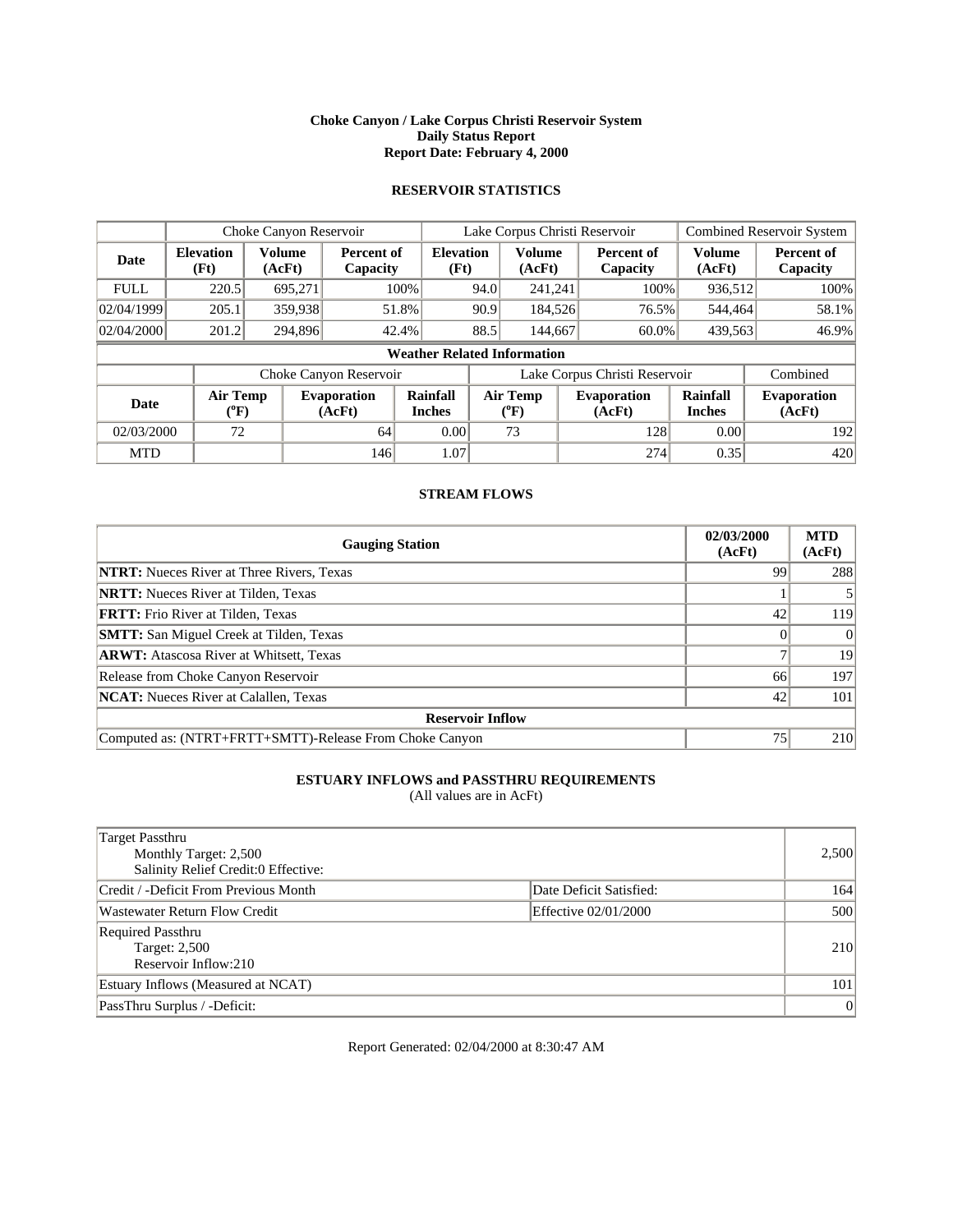**Choke Canyon / Lake Corpus Christi Reservoir System**
**Daily Status Report**
**Report Date: February 4, 2000**

## RESERVOIR STATISTICS

| | Choke Canyon Reservoir | | | Lake Corpus Christi Reservoir | | | Combined Reservoir System | |
|---|---|---|---|---|---|---|---|---|
| **Date** | **Elevation (Ft)** | **Volume (AcFt)** | **Percent of Capacity** | **Elevation (Ft)** | **Volume (AcFt)** | **Percent of Capacity** | **Volume (AcFt)** | **Percent of Capacity** |
| FULL | 220.5 | 695,271 | 100% | 94.0 | 241,241 | 100% | 936,512 | 100% |
| 02/04/1999 | 205.1 | 359,938 | 51.8% | 90.9 | 184,526 | 76.5% | 544,464 | 58.1% |
| 02/04/2000 | 201.2 | 294,896 | 42.4% | 88.5 | 144,667 | 60.0% | 439,563 | 46.9% |

**Weather Related Information**

| | Choke Canyon Reservoir | | | Lake Corpus Christi Reservoir | | | Combined |
|---|---|---|---|---|---|---|---|
| **Date** | **Air Temp (°F)** | **Evaporation (AcFt)** | **Rainfall Inches** | **Air Temp (°F)** | **Evaporation (AcFt)** | **Rainfall Inches** | **Evaporation (AcFt)** |
| 02/03/2000 | 72 | 64 | 0.00 | 73 | 128 | 0.00 | 192 |
| MTD | | 146 | 1.07 | | 274 | 0.35 | 420 |

## STREAM FLOWS

| Gauging Station | 02/03/2000 (AcFt) | MTD (AcFt) |
|---|---|---|
| **NTRT:** Nueces River at Three Rivers, Texas | 99 | 288 |
| **NRTT:** Nueces River at Tilden, Texas | 1 | 5 |
| **FRTT:** Frio River at Tilden, Texas | 42 | 119 |
| **SMTT:** San Miguel Creek at Tilden, Texas | 0 | 0 |
| **ARWT:** Atascosa River at Whitsett, Texas | 7 | 19 |
| Release from Choke Canyon Reservoir | 66 | 197 |
| **NCAT:** Nueces River at Calallen, Texas | 42 | 101 |
| **Reservoir Inflow** | | |
| Computed as: (NTRT+FRTT+SMTT)-Release From Choke Canyon | 75 | 210 |

## ESTUARY INFLOWS and PASSTHRU REQUIREMENTS

(All values are in AcFt)

| | | |
|---|---|---|
| Target Passthru<br>Monthly Target: 2,500<br>Salinity Relief Credit:0 Effective: | | 2,500 |
| Credit / -Deficit From Previous Month | Date Deficit Satisfied: | 164 |
| Wastewater Return Flow Credit | Effective 02/01/2000 | 500 |
| Required Passthru<br>Target: 2,500<br>Reservoir Inflow:210 | | 210 |
| Estuary Inflows (Measured at NCAT) | | 101 |
| PassThru Surplus / -Deficit: | | 0 |

Report Generated: 02/04/2000 at 8:30:47 AM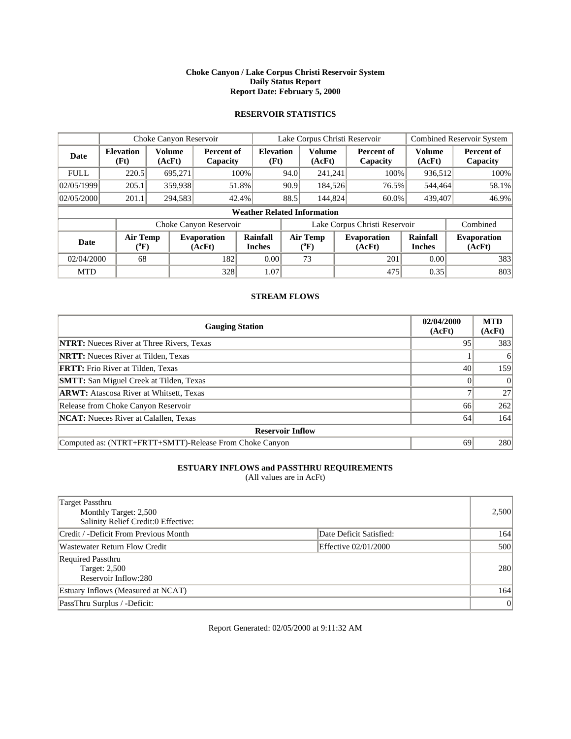**Choke Canyon / Lake Corpus Christi Reservoir System**
**Daily Status Report**
**Report Date: February 5, 2000**

## RESERVOIR STATISTICS

| | Choke Canyon Reservoir | | | Lake Corpus Christi Reservoir | | | Combined Reservoir System | |
|---|---|---|---|---|---|---|---|---|
| **Date** | **Elevation (Ft)** | **Volume (AcFt)** | **Percent of Capacity** | **Elevation (Ft)** | **Volume (AcFt)** | **Percent of Capacity** | **Volume (AcFt)** | **Percent of Capacity** |
| FULL | 220.5 | 695,271 | 100% | 94.0 | 241,241 | 100% | 936,512 | 100% |
| 02/05/1999 | 205.1 | 359,938 | 51.8% | 90.9 | 184,526 | 76.5% | 544,464 | 58.1% |
| 02/05/2000 | 201.1 | 294,583 | 42.4% | 88.5 | 144,824 | 60.0% | 439,407 | 46.9% |

**Weather Related Information**

| | Choke Canyon Reservoir | | | Lake Corpus Christi Reservoir | | | Combined |
|---|---|---|---|---|---|---|---|
| **Date** | **Air Temp (ºF)** | **Evaporation (AcFt)** | **Rainfall Inches** | **Air Temp (ºF)** | **Evaporation (AcFt)** | **Rainfall Inches** | **Evaporation (AcFt)** |
| 02/04/2000 | 68 | 182 | 0.00 | 73 | 201 | 0.00 | 383 |
| MTD | | 328 | 1.07 | | 475 | 0.35 | 803 |

## STREAM FLOWS

| Gauging Station | 02/04/2000 (AcFt) | MTD (AcFt) |
|---|---|---|
| **NTRT:** Nueces River at Three Rivers, Texas | 95 | 383 |
| **NRTT:** Nueces River at Tilden, Texas | 1 | 6 |
| **FRTT:** Frio River at Tilden, Texas | 40 | 159 |
| **SMTT:** San Miguel Creek at Tilden, Texas | 0 | 0 |
| **ARWT:** Atascosa River at Whitsett, Texas | 7 | 27 |
| Release from Choke Canyon Reservoir | 66 | 262 |
| **NCAT:** Nueces River at Calallen, Texas | 64 | 164 |
| **Reservoir Inflow** | | |
| Computed as: (NTRT+FRTT+SMTT)-Release From Choke Canyon | 69 | 280 |

## ESTUARY INFLOWS and PASSTHRU REQUIREMENTS
(All values are in AcFt)

| | | |
|---|---|---|
| Target Passthru<br>Monthly Target: 2,500<br>Salinity Relief Credit:0 Effective: | | 2,500 |
| Credit / -Deficit From Previous Month | Date Deficit Satisfied: | 164 |
| Wastewater Return Flow Credit | Effective 02/01/2000 | 500 |
| Required Passthru<br>Target: 2,500<br>Reservoir Inflow:280 | | 280 |
| Estuary Inflows (Measured at NCAT) | | 164 |
| PassThru Surplus / -Deficit: | | 0 |

Report Generated: 02/05/2000 at 9:11:32 AM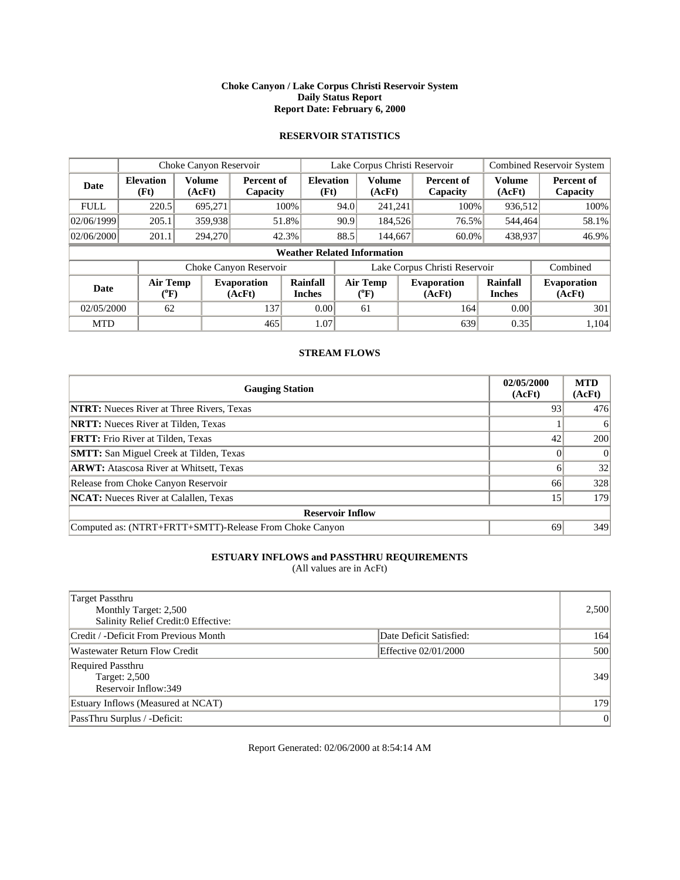**Choke Canyon / Lake Corpus Christi Reservoir System**
**Daily Status Report**
**Report Date: February 6, 2000**

## RESERVOIR STATISTICS

| | Choke Canyon Reservoir | | | Lake Corpus Christi Reservoir | | | Combined Reservoir System | |
|---|---|---|---|---|---|---|---|---|
| **Date** | **Elevation (Ft)** | **Volume (AcFt)** | **Percent of Capacity** | **Elevation (Ft)** | **Volume (AcFt)** | **Percent of Capacity** | **Volume (AcFt)** | **Percent of Capacity** |
| FULL | 220.5 | 695,271 | 100% | 94.0 | 241,241 | 100% | 936,512 | 100% |
| 02/06/1999 | 205.1 | 359,938 | 51.8% | 90.9 | 184,526 | 76.5% | 544,464 | 58.1% |
| 02/06/2000 | 201.1 | 294,270 | 42.3% | 88.5 | 144,667 | 60.0% | 438,937 | 46.9% |

**Weather Related Information**

| | Choke Canyon Reservoir | | | Lake Corpus Christi Reservoir | | | Combined |
|---|---|---|---|---|---|---|---|
| **Date** | **Air Temp (°F)** | **Evaporation (AcFt)** | **Rainfall Inches** | **Air Temp (°F)** | **Evaporation (AcFt)** | **Rainfall Inches** | **Evaporation (AcFt)** |
| 02/05/2000 | 62 | 137 | 0.00 | 61 | 164 | 0.00 | 301 |
| MTD | | 465 | 1.07 | | 639 | 0.35 | 1,104 |

## STREAM FLOWS

| Gauging Station | 02/05/2000 (AcFt) | MTD (AcFt) |
|---|---|---|
| **NTRT:** Nueces River at Three Rivers, Texas | 93 | 476 |
| **NRTT:** Nueces River at Tilden, Texas | 1 | 6 |
| **FRTT:** Frio River at Tilden, Texas | 42 | 200 |
| **SMTT:** San Miguel Creek at Tilden, Texas | 0 | 0 |
| **ARWT:** Atascosa River at Whitsett, Texas | 6 | 32 |
| Release from Choke Canyon Reservoir | 66 | 328 |
| **NCAT:** Nueces River at Calallen, Texas | 15 | 179 |
| **Reservoir Inflow** | | |
| Computed as: (NTRT+FRTT+SMTT)-Release From Choke Canyon | 69 | 349 |

## ESTUARY INFLOWS and PASSTHRU REQUIREMENTS
(All values are in AcFt)

| | | |
|---|---|---|
| Target Passthru<br>Monthly Target: 2,500<br>Salinity Relief Credit:0 Effective: | | 2,500 |
| Credit / -Deficit From Previous Month | Date Deficit Satisfied: | 164 |
| Wastewater Return Flow Credit | Effective 02/01/2000 | 500 |
| Required Passthru<br>Target: 2,500<br>Reservoir Inflow:349 | | 349 |
| Estuary Inflows (Measured at NCAT) | | 179 |
| PassThru Surplus / -Deficit: | | 0 |

Report Generated: 02/06/2000 at 8:54:14 AM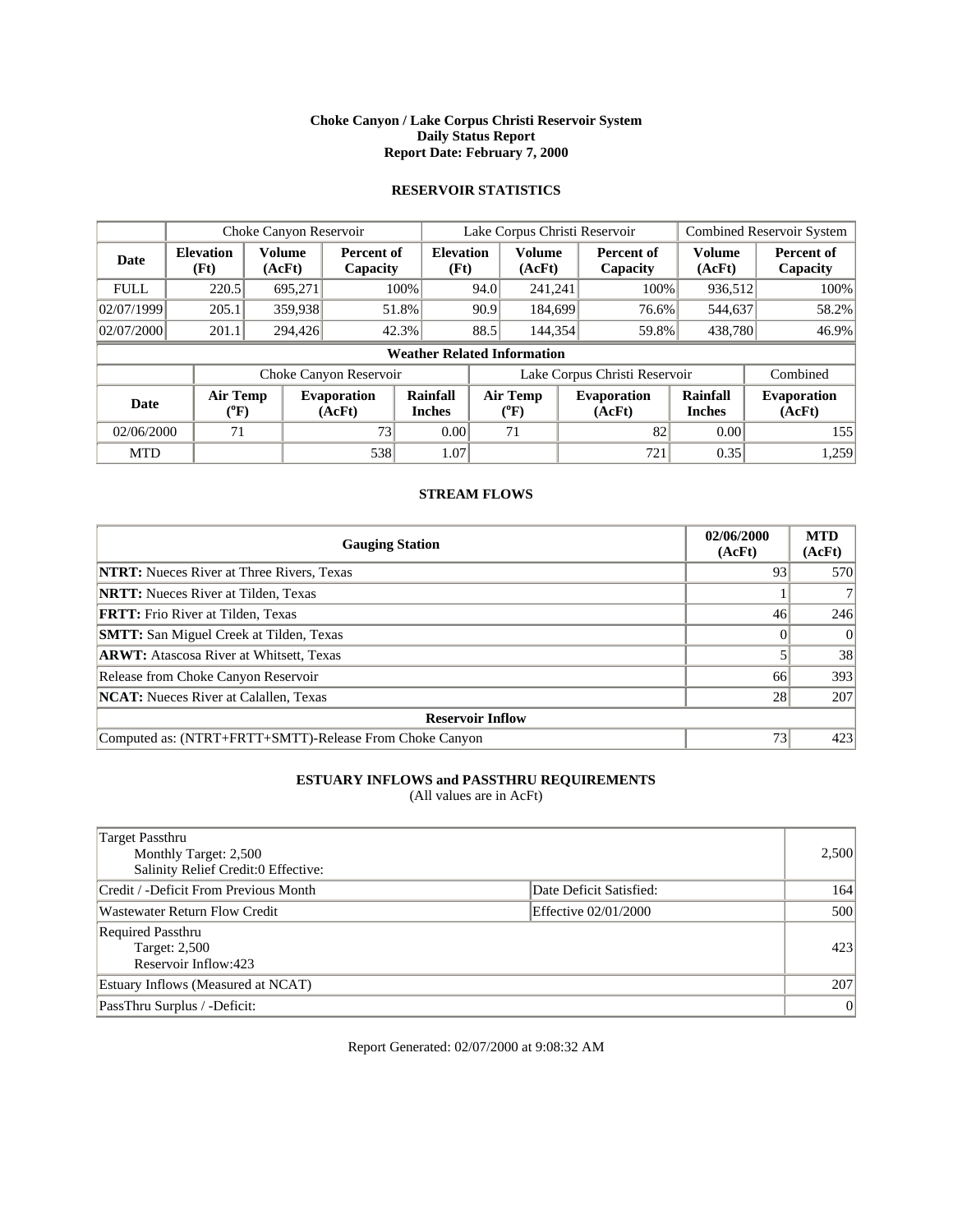**Choke Canyon / Lake Corpus Christi Reservoir System**
**Daily Status Report**
**Report Date: February 7, 2000**

## RESERVOIR STATISTICS

| | Choke Canyon Reservoir | | | Lake Corpus Christi Reservoir | | | Combined Reservoir System | |
|---|---|---|---|---|---|---|---|---|
| **Date** | **Elevation (Ft)** | **Volume (AcFt)** | **Percent of Capacity** | **Elevation (Ft)** | **Volume (AcFt)** | **Percent of Capacity** | **Volume (AcFt)** | **Percent of Capacity** |
| FULL | 220.5 | 695,271 | 100% | 94.0 | 241,241 | 100% | 936,512 | 100% |
| 02/07/1999 | 205.1 | 359,938 | 51.8% | 90.9 | 184,699 | 76.6% | 544,637 | 58.2% |
| 02/07/2000 | 201.1 | 294,426 | 42.3% | 88.5 | 144,354 | 59.8% | 438,780 | 46.9% |

**Weather Related Information**

| | Choke Canyon Reservoir | | | Lake Corpus Christi Reservoir | | | Combined |
|---|---|---|---|---|---|---|---|
| **Date** | **Air Temp (°F)** | **Evaporation (AcFt)** | **Rainfall Inches** | **Air Temp (°F)** | **Evaporation (AcFt)** | **Rainfall Inches** | **Evaporation (AcFt)** |
| 02/06/2000 | 71 | 73 | 0.00 | 71 | 82 | 0.00 | 155 |
| MTD | | 538 | 1.07 | | 721 | 0.35 | 1,259 |

## STREAM FLOWS

| Gauging Station | 02/06/2000 (AcFt) | MTD (AcFt) |
|---|---|---|
| **NTRT:** Nueces River at Three Rivers, Texas | 93 | 570 |
| **NRTT:** Nueces River at Tilden, Texas | 1 | 7 |
| **FRTT:** Frio River at Tilden, Texas | 46 | 246 |
| **SMTT:** San Miguel Creek at Tilden, Texas | 0 | 0 |
| **ARWT:** Atascosa River at Whitsett, Texas | 5 | 38 |
| Release from Choke Canyon Reservoir | 66 | 393 |
| **NCAT:** Nueces River at Calallen, Texas | 28 | 207 |
| **Reservoir Inflow** | | |
| Computed as: (NTRT+FRTT+SMTT)-Release From Choke Canyon | 73 | 423 |

## ESTUARY INFLOWS and PASSTHRU REQUIREMENTS

(All values are in AcFt)

| | | |
|---|---|---|
| Target Passthru<br>Monthly Target: 2,500<br>Salinity Relief Credit:0 Effective: | | 2,500 |
| Credit / -Deficit From Previous Month | Date Deficit Satisfied: | 164 |
| Wastewater Return Flow Credit | Effective 02/01/2000 | 500 |
| Required Passthru<br>Target: 2,500<br>Reservoir Inflow:423 | | 423 |
| Estuary Inflows (Measured at NCAT) | | 207 |
| PassThru Surplus / -Deficit: | | 0 |

Report Generated: 02/07/2000 at 9:08:32 AM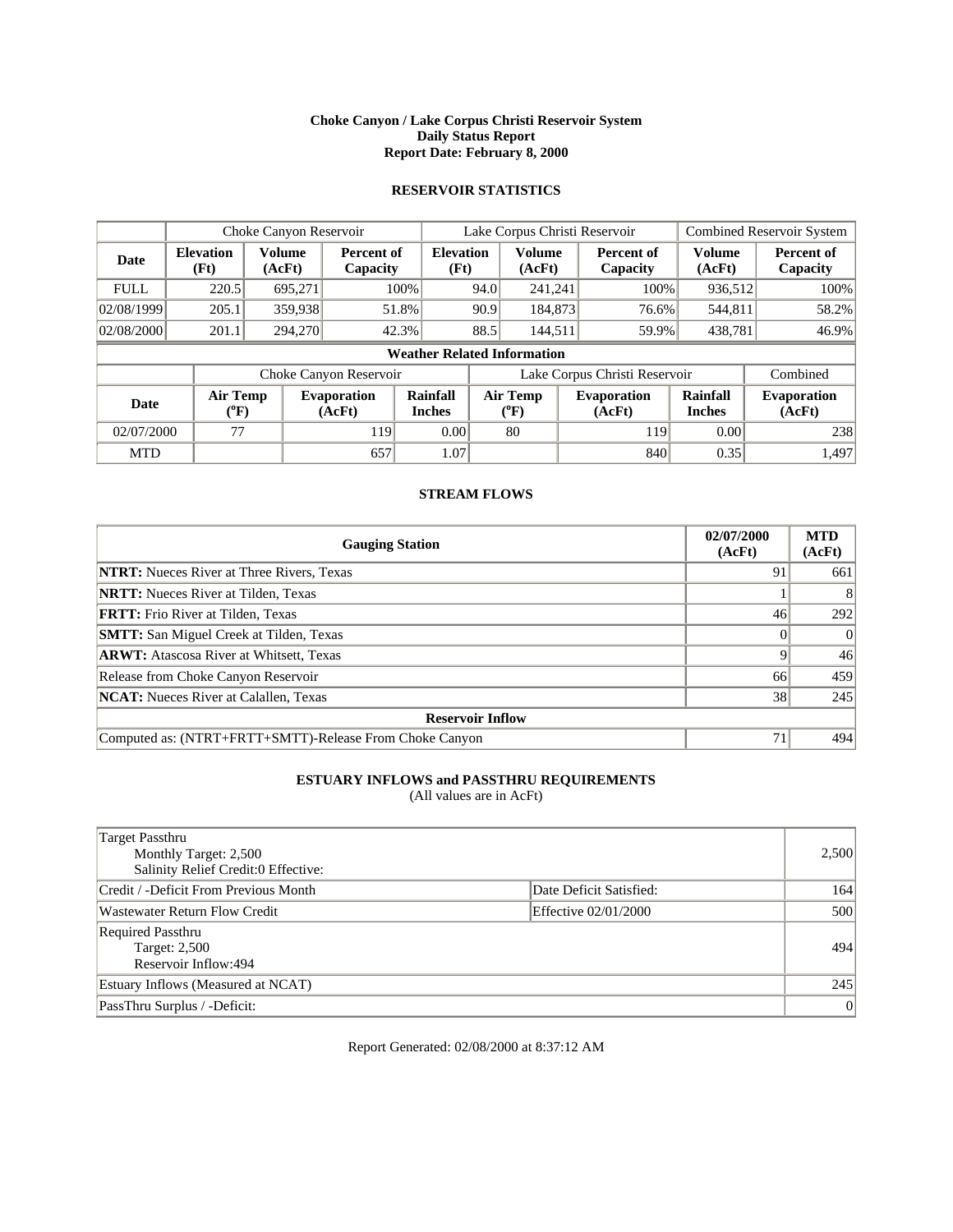**Choke Canyon / Lake Corpus Christi Reservoir System**
**Daily Status Report**
**Report Date: February 8, 2000**

## RESERVOIR STATISTICS

| | Choke Canyon Reservoir | | | Lake Corpus Christi Reservoir | | | Combined Reservoir System | |
|---|---|---|---|---|---|---|---|---|
| **Date** | **Elevation (Ft)** | **Volume (AcFt)** | **Percent of Capacity** | **Elevation (Ft)** | **Volume (AcFt)** | **Percent of Capacity** | **Volume (AcFt)** | **Percent of Capacity** |
| FULL | 220.5 | 695,271 | 100% | 94.0 | 241,241 | 100% | 936,512 | 100% |
| 02/08/1999 | 205.1 | 359,938 | 51.8% | 90.9 | 184,873 | 76.6% | 544,811 | 58.2% |
| 02/08/2000 | 201.1 | 294,270 | 42.3% | 88.5 | 144,511 | 59.9% | 438,781 | 46.9% |

**Weather Related Information**

| | Choke Canyon Reservoir | | | Lake Corpus Christi Reservoir | | | Combined |
|---|---|---|---|---|---|---|---|
| **Date** | **Air Temp (°F)** | **Evaporation (AcFt)** | **Rainfall Inches** | **Air Temp (°F)** | **Evaporation (AcFt)** | **Rainfall Inches** | **Evaporation (AcFt)** |
| 02/07/2000 | 77 | 119 | 0.00 | 80 | 119 | 0.00 | 238 |
| MTD | | 657 | 1.07 | | 840 | 0.35 | 1,497 |

## STREAM FLOWS

| Gauging Station | 02/07/2000 (AcFt) | MTD (AcFt) |
|---|---|---|
| **NTRT:** Nueces River at Three Rivers, Texas | 91 | 661 |
| **NRTT:** Nueces River at Tilden, Texas | 1 | 8 |
| **FRTT:** Frio River at Tilden, Texas | 46 | 292 |
| **SMTT:** San Miguel Creek at Tilden, Texas | 0 | 0 |
| **ARWT:** Atascosa River at Whitsett, Texas | 9 | 46 |
| Release from Choke Canyon Reservoir | 66 | 459 |
| **NCAT:** Nueces River at Calallen, Texas | 38 | 245 |
| **Reservoir Inflow** | | |
| Computed as: (NTRT+FRTT+SMTT)-Release From Choke Canyon | 71 | 494 |

## ESTUARY INFLOWS and PASSTHRU REQUIREMENTS

(All values are in AcFt)

| | | |
|---|---|---|
| Target Passthru<br>Monthly Target: 2,500<br>Salinity Relief Credit:0 Effective: | | 2,500 |
| Credit / -Deficit From Previous Month | Date Deficit Satisfied: | 164 |
| Wastewater Return Flow Credit | Effective 02/01/2000 | 500 |
| Required Passthru<br>Target: 2,500<br>Reservoir Inflow:494 | | 494 |
| Estuary Inflows (Measured at NCAT) | | 245 |
| PassThru Surplus / -Deficit: | | 0 |

Report Generated: 02/08/2000 at 8:37:12 AM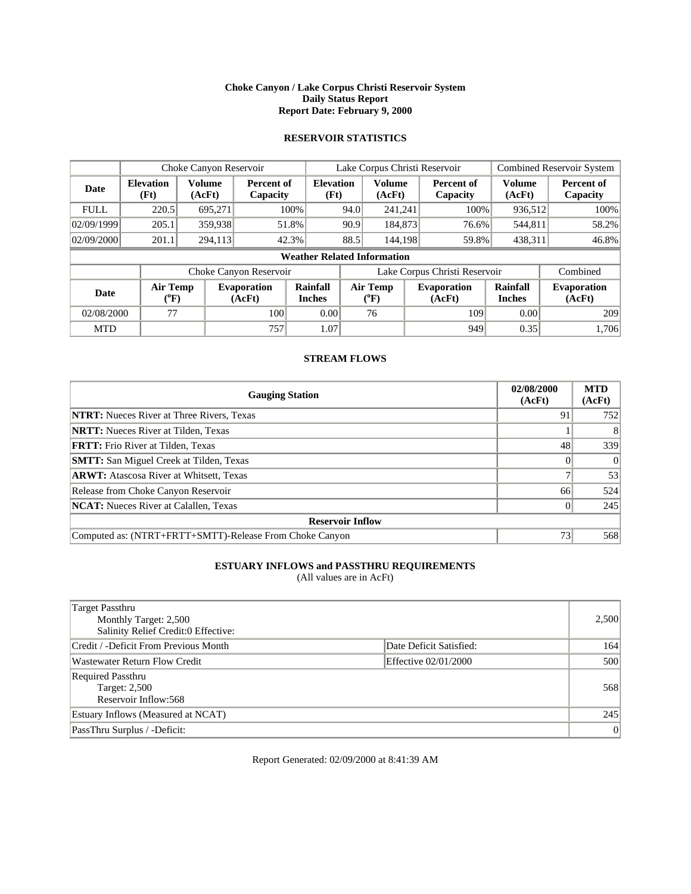**Choke Canyon / Lake Corpus Christi Reservoir System**
**Daily Status Report**
**Report Date: February 9, 2000**

## RESERVOIR STATISTICS

| | Choke Canyon Reservoir | | | Lake Corpus Christi Reservoir | | | Combined Reservoir System | |
|---|---|---|---|---|---|---|---|---|
| **Date** | **Elevation (Ft)** | **Volume (AcFt)** | **Percent of Capacity** | **Elevation (Ft)** | **Volume (AcFt)** | **Percent of Capacity** | **Volume (AcFt)** | **Percent of Capacity** |
| FULL | 220.5 | 695,271 | 100% | 94.0 | 241,241 | 100% | 936,512 | 100% |
| 02/09/1999 | 205.1 | 359,938 | 51.8% | 90.9 | 184,873 | 76.6% | 544,811 | 58.2% |
| 02/09/2000 | 201.1 | 294,113 | 42.3% | 88.5 | 144,198 | 59.8% | 438,311 | 46.8% |

**Weather Related Information**

| | Choke Canyon Reservoir | | | Lake Corpus Christi Reservoir | | | Combined |
|---|---|---|---|---|---|---|---|
| **Date** | **Air Temp (°F)** | **Evaporation (AcFt)** | **Rainfall Inches** | **Air Temp (°F)** | **Evaporation (AcFt)** | **Rainfall Inches** | **Evaporation (AcFt)** |
| 02/08/2000 | 77 | 100 | 0.00 | 76 | 109 | 0.00 | 209 |
| MTD | | 757 | 1.07 | | 949 | 0.35 | 1,706 |

## STREAM FLOWS

| Gauging Station | 02/08/2000 (AcFt) | MTD (AcFt) |
|---|---|---|
| **NTRT:** Nueces River at Three Rivers, Texas | 91 | 752 |
| **NRTT:** Nueces River at Tilden, Texas | 1 | 8 |
| **FRTT:** Frio River at Tilden, Texas | 48 | 339 |
| **SMTT:** San Miguel Creek at Tilden, Texas | 0 | 0 |
| **ARWT:** Atascosa River at Whitsett, Texas | 7 | 53 |
| Release from Choke Canyon Reservoir | 66 | 524 |
| **NCAT:** Nueces River at Calallen, Texas | 0 | 245 |
| **Reservoir Inflow** | | |
| Computed as: (NTRT+FRTT+SMTT)-Release From Choke Canyon | 73 | 568 |

## ESTUARY INFLOWS and PASSTHRU REQUIREMENTS

(All values are in AcFt)

| | | |
|---|---|---|
| Target Passthru<br>Monthly Target: 2,500<br>Salinity Relief Credit:0 Effective: | | 2,500 |
| Credit / -Deficit From Previous Month | Date Deficit Satisfied: | 164 |
| Wastewater Return Flow Credit | Effective 02/01/2000 | 500 |
| Required Passthru<br>Target: 2,500<br>Reservoir Inflow:568 | | 568 |
| Estuary Inflows (Measured at NCAT) | | 245 |
| PassThru Surplus / -Deficit: | | 0 |

Report Generated: 02/09/2000 at 8:41:39 AM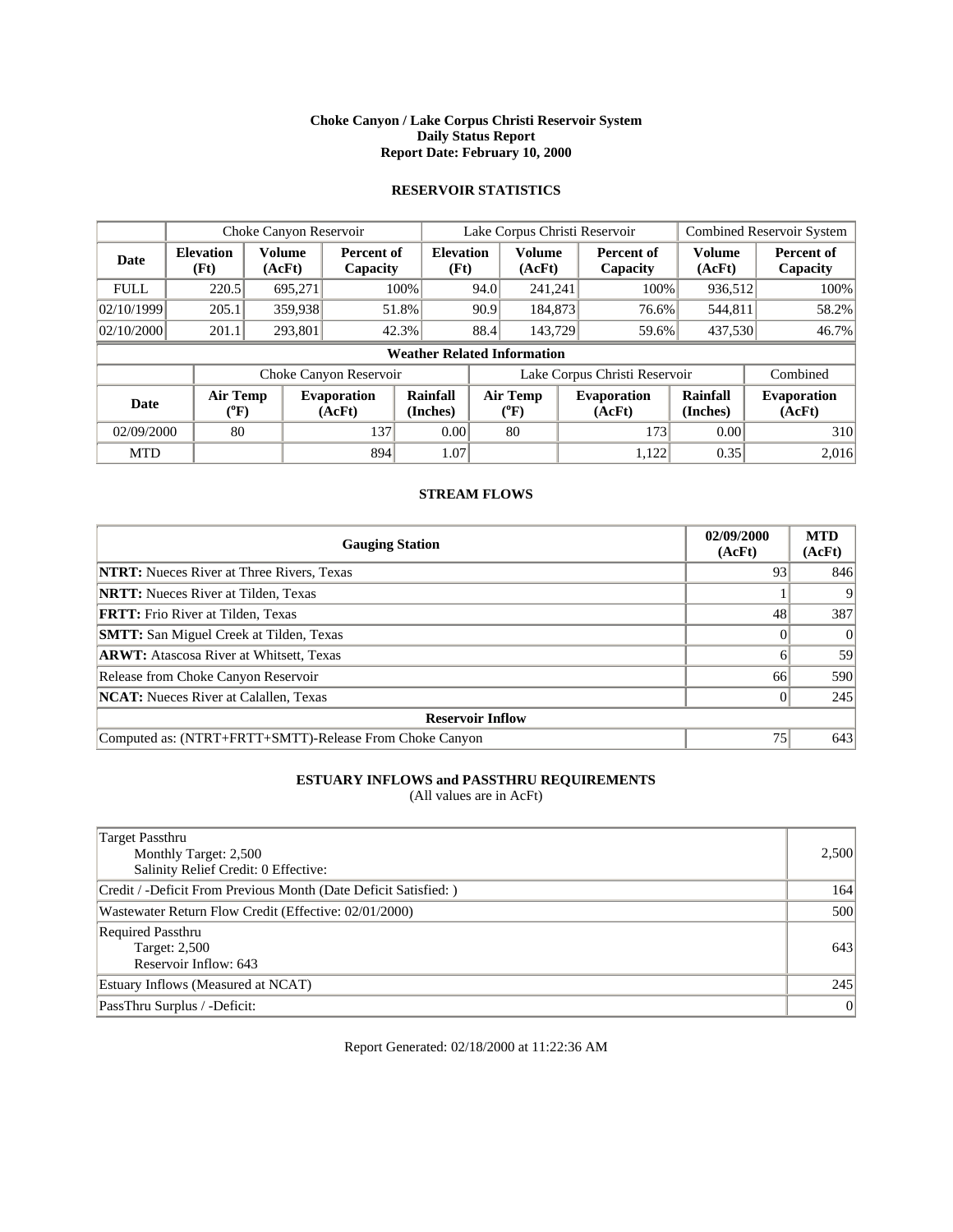**Choke Canyon / Lake Corpus Christi Reservoir System**
**Daily Status Report**
**Report Date: February 10, 2000**

### RESERVOIR STATISTICS

| | Choke Canyon Reservoir | | | Lake Corpus Christi Reservoir | | | Combined Reservoir System | |
|---|---|---|---|---|---|---|---|---|
| **Date** | **Elevation (Ft)** | **Volume (AcFt)** | **Percent of Capacity** | **Elevation (Ft)** | **Volume (AcFt)** | **Percent of Capacity** | **Volume (AcFt)** | **Percent of Capacity** |
| FULL | 220.5 | 695,271 | 100% | 94.0 | 241,241 | 100% | 936,512 | 100% |
| 02/10/1999 | 205.1 | 359,938 | 51.8% | 90.9 | 184,873 | 76.6% | 544,811 | 58.2% |
| 02/10/2000 | 201.1 | 293,801 | 42.3% | 88.4 | 143,729 | 59.6% | 437,530 | 46.7% |

**Weather Related Information**

| | Choke Canyon Reservoir | | | Lake Corpus Christi Reservoir | | | Combined |
|---|---|---|---|---|---|---|---|
| **Date** | **Air Temp (°F)** | **Evaporation (AcFt)** | **Rainfall (Inches)** | **Air Temp (°F)** | **Evaporation (AcFt)** | **Rainfall (Inches)** | **Evaporation (AcFt)** |
| 02/09/2000 | 80 | 137 | 0.00 | 80 | 173 | 0.00 | 310 |
| MTD | | 894 | 1.07 | | 1,122 | 0.35 | 2,016 |

### STREAM FLOWS

| Gauging Station | 02/09/2000 (AcFt) | MTD (AcFt) |
|---|---|---|
| **NTRT:** Nueces River at Three Rivers, Texas | 93 | 846 |
| **NRTT:** Nueces River at Tilden, Texas | 1 | 9 |
| **FRTT:** Frio River at Tilden, Texas | 48 | 387 |
| **SMTT:** San Miguel Creek at Tilden, Texas | 0 | 0 |
| **ARWT:** Atascosa River at Whitsett, Texas | 6 | 59 |
| Release from Choke Canyon Reservoir | 66 | 590 |
| **NCAT:** Nueces River at Calallen, Texas | 0 | 245 |
| **Reservoir Inflow** | | |
| Computed as: (NTRT+FRTT+SMTT)-Release From Choke Canyon | 75 | 643 |

### ESTUARY INFLOWS and PASSTHRU REQUIREMENTS

(All values are in AcFt)

| | |
|---|---|
| Target Passthru<br>Monthly Target: 2,500<br>Salinity Relief Credit: 0 Effective: | 2,500 |
| Credit / -Deficit From Previous Month (Date Deficit Satisfied: ) | 164 |
| Wastewater Return Flow Credit (Effective: 02/01/2000) | 500 |
| Required Passthru<br>Target: 2,500<br>Reservoir Inflow: 643 | 643 |
| Estuary Inflows (Measured at NCAT) | 245 |
| PassThru Surplus / -Deficit: | 0 |

Report Generated: 02/18/2000 at 11:22:36 AM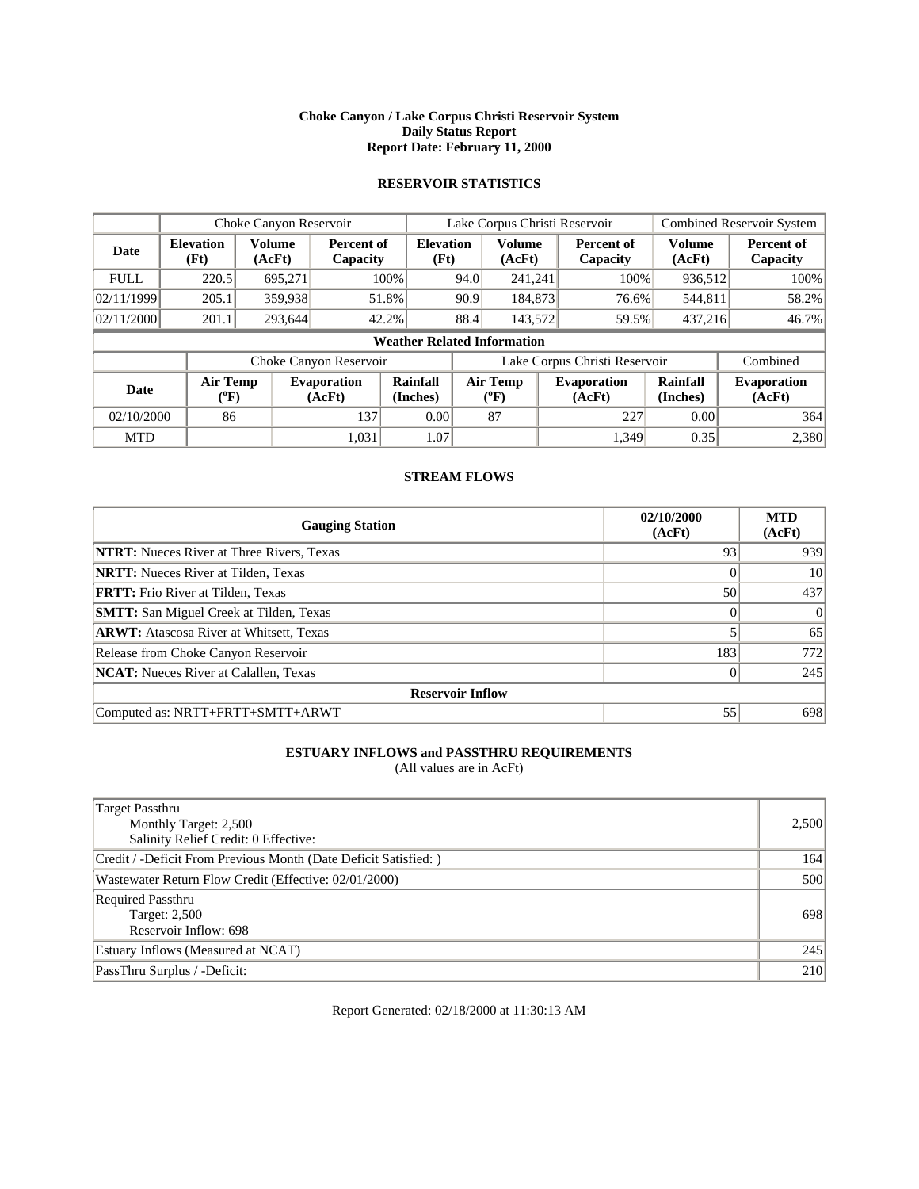**Choke Canyon / Lake Corpus Christi Reservoir System**
**Daily Status Report**
**Report Date: February 11, 2000**

## RESERVOIR STATISTICS

| | Choke Canyon Reservoir | | | Lake Corpus Christi Reservoir | | | Combined Reservoir System | |
|---|---|---|---|---|---|---|---|---|
| **Date** | **Elevation (Ft)** | **Volume (AcFt)** | **Percent of Capacity** | **Elevation (Ft)** | **Volume (AcFt)** | **Percent of Capacity** | **Volume (AcFt)** | **Percent of Capacity** |
| FULL | 220.5 | 695,271 | 100% | 94.0 | 241,241 | 100% | 936,512 | 100% |
| 02/11/1999 | 205.1 | 359,938 | 51.8% | 90.9 | 184,873 | 76.6% | 544,811 | 58.2% |
| 02/11/2000 | 201.1 | 293,644 | 42.2% | 88.4 | 143,572 | 59.5% | 437,216 | 46.7% |

**Weather Related Information**

| | Choke Canyon Reservoir | | | Lake Corpus Christi Reservoir | | | Combined |
|---|---|---|---|---|---|---|---|
| **Date** | **Air Temp (°F)** | **Evaporation (AcFt)** | **Rainfall (Inches)** | **Air Temp (°F)** | **Evaporation (AcFt)** | **Rainfall (Inches)** | **Evaporation (AcFt)** |
| 02/10/2000 | 86 | 137 | 0.00 | 87 | 227 | 0.00 | 364 |
| MTD | | 1,031 | 1.07 | | 1,349 | 0.35 | 2,380 |

## STREAM FLOWS

| Gauging Station | 02/10/2000 (AcFt) | MTD (AcFt) |
|---|---|---|
| **NTRT:** Nueces River at Three Rivers, Texas | 93 | 939 |
| **NRTT:** Nueces River at Tilden, Texas | 0 | 10 |
| **FRTT:** Frio River at Tilden, Texas | 50 | 437 |
| **SMTT:** San Miguel Creek at Tilden, Texas | 0 | 0 |
| **ARWT:** Atascosa River at Whitsett, Texas | 5 | 65 |
| Release from Choke Canyon Reservoir | 183 | 772 |
| **NCAT:** Nueces River at Calallen, Texas | 0 | 245 |
| **Reservoir Inflow** | | |
| Computed as: NRTT+FRTT+SMTT+ARWT | 55 | 698 |

## ESTUARY INFLOWS and PASSTHRU REQUIREMENTS
(All values are in AcFt)

| | |
|---|---|
| Target Passthru<br>Monthly Target: 2,500<br>Salinity Relief Credit: 0 Effective: | 2,500 |
| Credit / -Deficit From Previous Month (Date Deficit Satisfied: ) | 164 |
| Wastewater Return Flow Credit (Effective: 02/01/2000) | 500 |
| Required Passthru<br>Target: 2,500<br>Reservoir Inflow: 698 | 698 |
| Estuary Inflows (Measured at NCAT) | 245 |
| PassThru Surplus / -Deficit: | 210 |

Report Generated: 02/18/2000 at 11:30:13 AM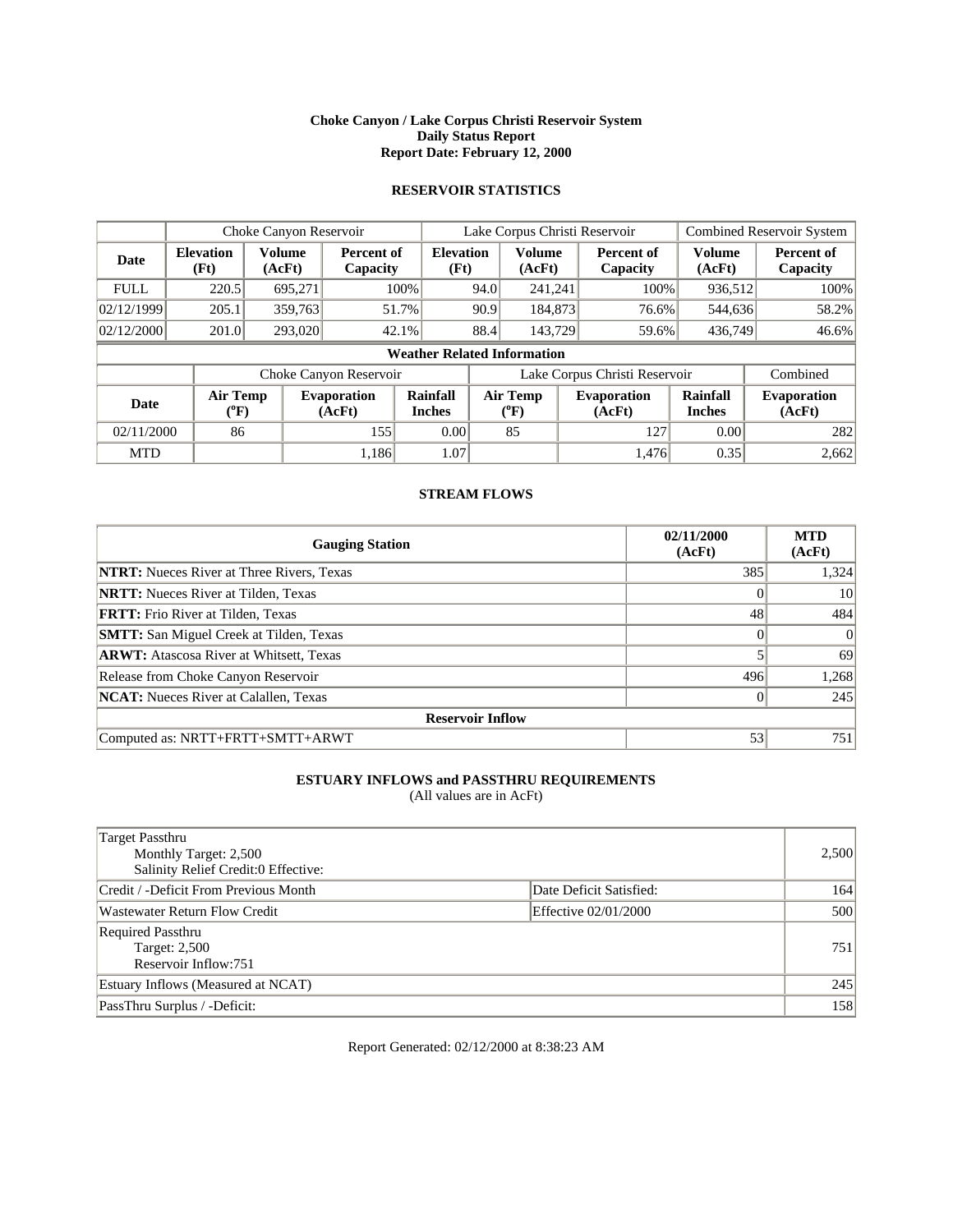**Choke Canyon / Lake Corpus Christi Reservoir System**
**Daily Status Report**
**Report Date: February 12, 2000**

## RESERVOIR STATISTICS

| | Choke Canyon Reservoir | | | Lake Corpus Christi Reservoir | | | Combined Reservoir System | |
|---|---|---|---|---|---|---|---|---|
| **Date** | **Elevation (Ft)** | **Volume (AcFt)** | **Percent of Capacity** | **Elevation (Ft)** | **Volume (AcFt)** | **Percent of Capacity** | **Volume (AcFt)** | **Percent of Capacity** |
| FULL | 220.5 | 695,271 | 100% | 94.0 | 241,241 | 100% | 936,512 | 100% |
| 02/12/1999 | 205.1 | 359,763 | 51.7% | 90.9 | 184,873 | 76.6% | 544,636 | 58.2% |
| 02/12/2000 | 201.0 | 293,020 | 42.1% | 88.4 | 143,729 | 59.6% | 436,749 | 46.6% |

**Weather Related Information**

| | Choke Canyon Reservoir | | | Lake Corpus Christi Reservoir | | | Combined |
|---|---|---|---|---|---|---|---|
| **Date** | **Air Temp (°F)** | **Evaporation (AcFt)** | **Rainfall Inches** | **Air Temp (°F)** | **Evaporation (AcFt)** | **Rainfall Inches** | **Evaporation (AcFt)** |
| 02/11/2000 | 86 | 155 | 0.00 | 85 | 127 | 0.00 | 282 |
| MTD | | 1,186 | 1.07 | | 1,476 | 0.35 | 2,662 |

## STREAM FLOWS

| Gauging Station | 02/11/2000 (AcFt) | MTD (AcFt) |
|---|---|---|
| **NTRT:** Nueces River at Three Rivers, Texas | 385 | 1,324 |
| **NRTT:** Nueces River at Tilden, Texas | 0 | 10 |
| **FRTT:** Frio River at Tilden, Texas | 48 | 484 |
| **SMTT:** San Miguel Creek at Tilden, Texas | 0 | 0 |
| **ARWT:** Atascosa River at Whitsett, Texas | 5 | 69 |
| Release from Choke Canyon Reservoir | 496 | 1,268 |
| **NCAT:** Nueces River at Calallen, Texas | 0 | 245 |
| **Reservoir Inflow** | | |
| Computed as: NRTT+FRTT+SMTT+ARWT | 53 | 751 |

## ESTUARY INFLOWS and PASSTHRU REQUIREMENTS

(All values are in AcFt)

| | | |
|---|---|---|
| Target Passthru<br>Monthly Target: 2,500<br>Salinity Relief Credit:0 Effective: | | 2,500 |
| Credit / -Deficit From Previous Month | Date Deficit Satisfied: | 164 |
| Wastewater Return Flow Credit | Effective 02/01/2000 | 500 |
| Required Passthru<br>Target: 2,500<br>Reservoir Inflow:751 | | 751 |
| Estuary Inflows (Measured at NCAT) | | 245 |
| PassThru Surplus / -Deficit: | | 158 |

Report Generated: 02/12/2000 at 8:38:23 AM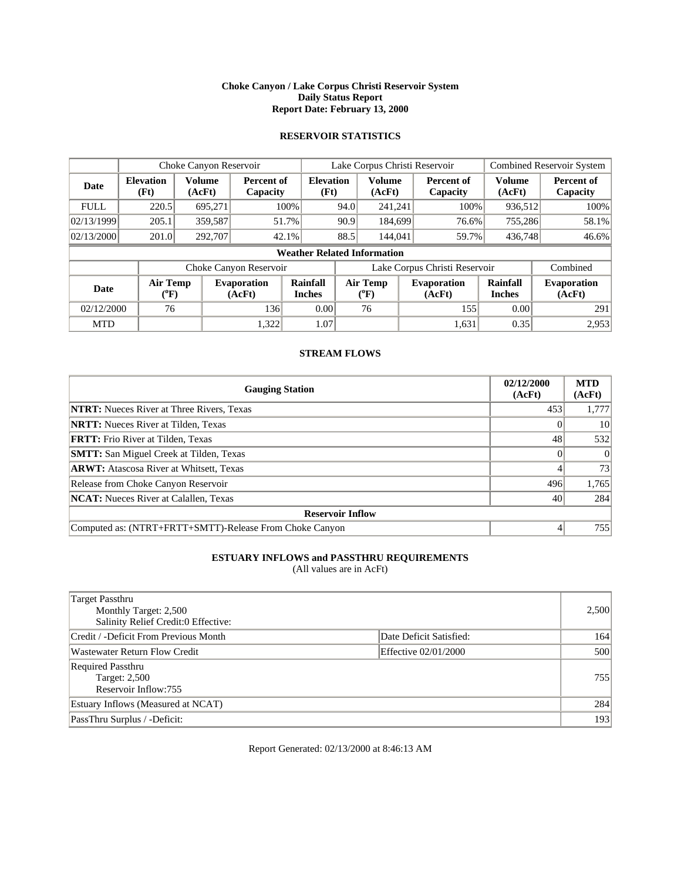**Choke Canyon / Lake Corpus Christi Reservoir System**
**Daily Status Report**
**Report Date: February 13, 2000**

## RESERVOIR STATISTICS

| | Choke Canyon Reservoir | | | Lake Corpus Christi Reservoir | | | Combined Reservoir System | |
|---|---|---|---|---|---|---|---|---|
| **Date** | **Elevation (Ft)** | **Volume (AcFt)** | **Percent of Capacity** | **Elevation (Ft)** | **Volume (AcFt)** | **Percent of Capacity** | **Volume (AcFt)** | **Percent of Capacity** |
| FULL | 220.5 | 695,271 | 100% | 94.0 | 241,241 | 100% | 936,512 | 100% |
| 02/13/1999 | 205.1 | 359,587 | 51.7% | 90.9 | 184,699 | 76.6% | 755,286 | 58.1% |
| 02/13/2000 | 201.0 | 292,707 | 42.1% | 88.5 | 144,041 | 59.7% | 436,748 | 46.6% |

**Weather Related Information**

| | Choke Canyon Reservoir | | | Lake Corpus Christi Reservoir | | | Combined |
|---|---|---|---|---|---|---|---|
| **Date** | **Air Temp (°F)** | **Evaporation (AcFt)** | **Rainfall Inches** | **Air Temp (°F)** | **Evaporation (AcFt)** | **Rainfall Inches** | **Evaporation (AcFt)** |
| 02/12/2000 | 76 | 136 | 0.00 | 76 | 155 | 0.00 | 291 |
| MTD | | 1,322 | 1.07 | | 1,631 | 0.35 | 2,953 |

## STREAM FLOWS

| Gauging Station | 02/12/2000 (AcFt) | MTD (AcFt) |
|---|---|---|
| **NTRT:** Nueces River at Three Rivers, Texas | 453 | 1,777 |
| **NRTT:** Nueces River at Tilden, Texas | 0 | 10 |
| **FRTT:** Frio River at Tilden, Texas | 48 | 532 |
| **SMTT:** San Miguel Creek at Tilden, Texas | 0 | 0 |
| **ARWT:** Atascosa River at Whitsett, Texas | 4 | 73 |
| Release from Choke Canyon Reservoir | 496 | 1,765 |
| **NCAT:** Nueces River at Calallen, Texas | 40 | 284 |
| **Reservoir Inflow** | | |
| Computed as: (NTRT+FRTT+SMTT)-Release From Choke Canyon | 4 | 755 |

## ESTUARY INFLOWS and PASSTHRU REQUIREMENTS

(All values are in AcFt)

| | | |
|---|---|---|
| Target Passthru<br>Monthly Target: 2,500<br>Salinity Relief Credit:0 Effective: | | 2,500 |
| Credit / -Deficit From Previous Month | Date Deficit Satisfied: | 164 |
| Wastewater Return Flow Credit | Effective 02/01/2000 | 500 |
| Required Passthru<br>Target: 2,500<br>Reservoir Inflow:755 | | 755 |
| Estuary Inflows (Measured at NCAT) | | 284 |
| PassThru Surplus / -Deficit: | | 193 |

Report Generated: 02/13/2000 at 8:46:13 AM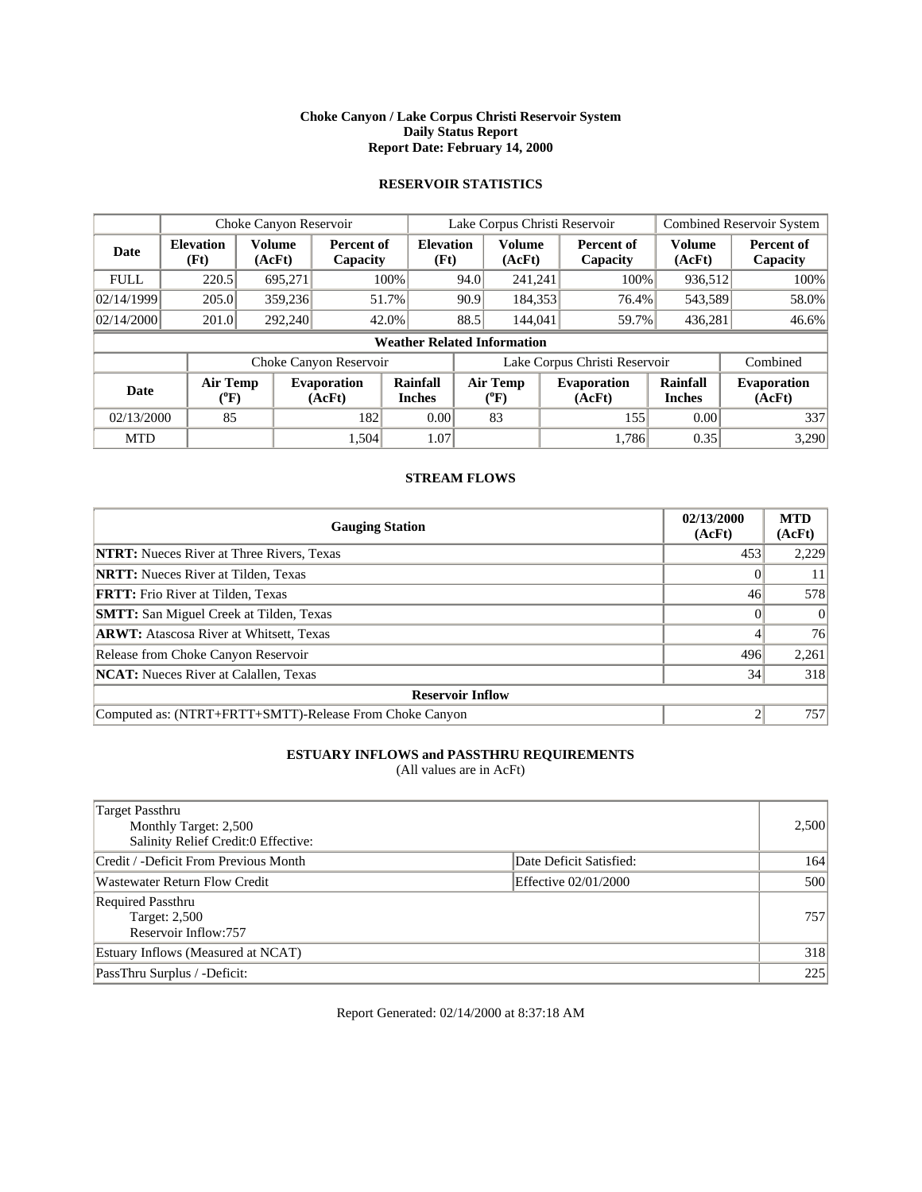**Choke Canyon / Lake Corpus Christi Reservoir System**
**Daily Status Report**
**Report Date: February 14, 2000**

## RESERVOIR STATISTICS

| | Choke Canyon Reservoir | | | Lake Corpus Christi Reservoir | | | Combined Reservoir System | |
|---|---|---|---|---|---|---|---|---|
| **Date** | **Elevation (Ft)** | **Volume (AcFt)** | **Percent of Capacity** | **Elevation (Ft)** | **Volume (AcFt)** | **Percent of Capacity** | **Volume (AcFt)** | **Percent of Capacity** |
| FULL | 220.5 | 695,271 | 100% | 94.0 | 241,241 | 100% | 936,512 | 100% |
| 02/14/1999 | 205.0 | 359,236 | 51.7% | 90.9 | 184,353 | 76.4% | 543,589 | 58.0% |
| 02/14/2000 | 201.0 | 292,240 | 42.0% | 88.5 | 144,041 | 59.7% | 436,281 | 46.6% |

**Weather Related Information**

| | Choke Canyon Reservoir | | | Lake Corpus Christi Reservoir | | | Combined |
|---|---|---|---|---|---|---|---|
| **Date** | **Air Temp (°F)** | **Evaporation (AcFt)** | **Rainfall Inches** | **Air Temp (°F)** | **Evaporation (AcFt)** | **Rainfall Inches** | **Evaporation (AcFt)** |
| 02/13/2000 | 85 | 182 | 0.00 | 83 | 155 | 0.00 | 337 |
| MTD | | 1,504 | 1.07 | | 1,786 | 0.35 | 3,290 |

## STREAM FLOWS

| Gauging Station | 02/13/2000 (AcFt) | MTD (AcFt) |
|---|---|---|
| **NTRT:** Nueces River at Three Rivers, Texas | 453 | 2,229 |
| **NRTT:** Nueces River at Tilden, Texas | 0 | 11 |
| **FRTT:** Frio River at Tilden, Texas | 46 | 578 |
| **SMTT:** San Miguel Creek at Tilden, Texas | 0 | 0 |
| **ARWT:** Atascosa River at Whitsett, Texas | 4 | 76 |
| Release from Choke Canyon Reservoir | 496 | 2,261 |
| **NCAT:** Nueces River at Calallen, Texas | 34 | 318 |
| **Reservoir Inflow** | | |
| Computed as: (NTRT+FRTT+SMTT)-Release From Choke Canyon | 2 | 757 |

## ESTUARY INFLOWS and PASSTHRU REQUIREMENTS

(All values are in AcFt)

| | | |
|---|---|---|
| Target Passthru<br>Monthly Target: 2,500<br>Salinity Relief Credit:0 Effective: | | 2,500 |
| Credit / -Deficit From Previous Month | Date Deficit Satisfied: | 164 |
| Wastewater Return Flow Credit | Effective 02/01/2000 | 500 |
| Required Passthru<br>Target: 2,500<br>Reservoir Inflow:757 | | 757 |
| Estuary Inflows (Measured at NCAT) | | 318 |
| PassThru Surplus / -Deficit: | | 225 |

Report Generated: 02/14/2000 at 8:37:18 AM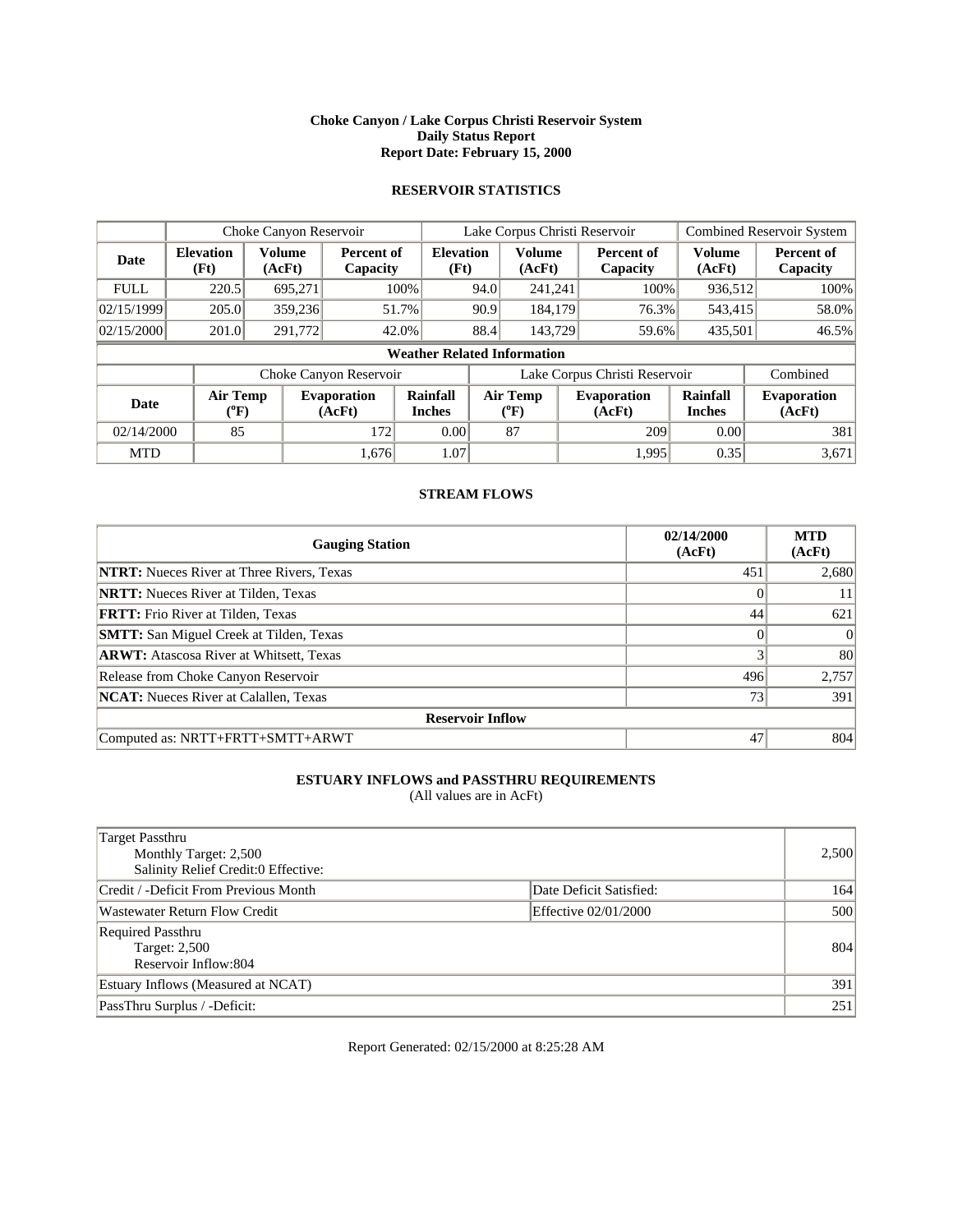**Choke Canyon / Lake Corpus Christi Reservoir System**
**Daily Status Report**
**Report Date: February 15, 2000**

## RESERVOIR STATISTICS

| | Choke Canyon Reservoir | | | Lake Corpus Christi Reservoir | | | Combined Reservoir System | |
|---|---|---|---|---|---|---|---|---|
| **Date** | **Elevation (Ft)** | **Volume (AcFt)** | **Percent of Capacity** | **Elevation (Ft)** | **Volume (AcFt)** | **Percent of Capacity** | **Volume (AcFt)** | **Percent of Capacity** |
| FULL | 220.5 | 695,271 | 100% | 94.0 | 241,241 | 100% | 936,512 | 100% |
| 02/15/1999 | 205.0 | 359,236 | 51.7% | 90.9 | 184,179 | 76.3% | 543,415 | 58.0% |
| 02/15/2000 | 201.0 | 291,772 | 42.0% | 88.4 | 143,729 | 59.6% | 435,501 | 46.5% |

**Weather Related Information**

| | Choke Canyon Reservoir | | | Lake Corpus Christi Reservoir | | | Combined |
|---|---|---|---|---|---|---|---|
| **Date** | **Air Temp (°F)** | **Evaporation (AcFt)** | **Rainfall Inches** | **Air Temp (°F)** | **Evaporation (AcFt)** | **Rainfall Inches** | **Evaporation (AcFt)** |
| 02/14/2000 | 85 | 172 | 0.00 | 87 | 209 | 0.00 | 381 |
| MTD | | 1,676 | 1.07 | | 1,995 | 0.35 | 3,671 |

## STREAM FLOWS

| Gauging Station | 02/14/2000 (AcFt) | MTD (AcFt) |
|---|---|---|
| **NTRT:** Nueces River at Three Rivers, Texas | 451 | 2,680 |
| **NRTT:** Nueces River at Tilden, Texas | 0 | 11 |
| **FRTT:** Frio River at Tilden, Texas | 44 | 621 |
| **SMTT:** San Miguel Creek at Tilden, Texas | 0 | 0 |
| **ARWT:** Atascosa River at Whitsett, Texas | 3 | 80 |
| Release from Choke Canyon Reservoir | 496 | 2,757 |
| **NCAT:** Nueces River at Calallen, Texas | 73 | 391 |
| **Reservoir Inflow** | | |
| Computed as: NRTT+FRTT+SMTT+ARWT | 47 | 804 |

## ESTUARY INFLOWS and PASSTHRU REQUIREMENTS

(All values are in AcFt)

| | | |
|---|---|---|
| Target Passthru<br>Monthly Target: 2,500<br>Salinity Relief Credit:0 Effective: | | 2,500 |
| Credit / -Deficit From Previous Month | Date Deficit Satisfied: | 164 |
| Wastewater Return Flow Credit | Effective 02/01/2000 | 500 |
| Required Passthru<br>Target: 2,500<br>Reservoir Inflow:804 | | 804 |
| Estuary Inflows (Measured at NCAT) | | 391 |
| PassThru Surplus / -Deficit: | | 251 |

Report Generated: 02/15/2000 at 8:25:28 AM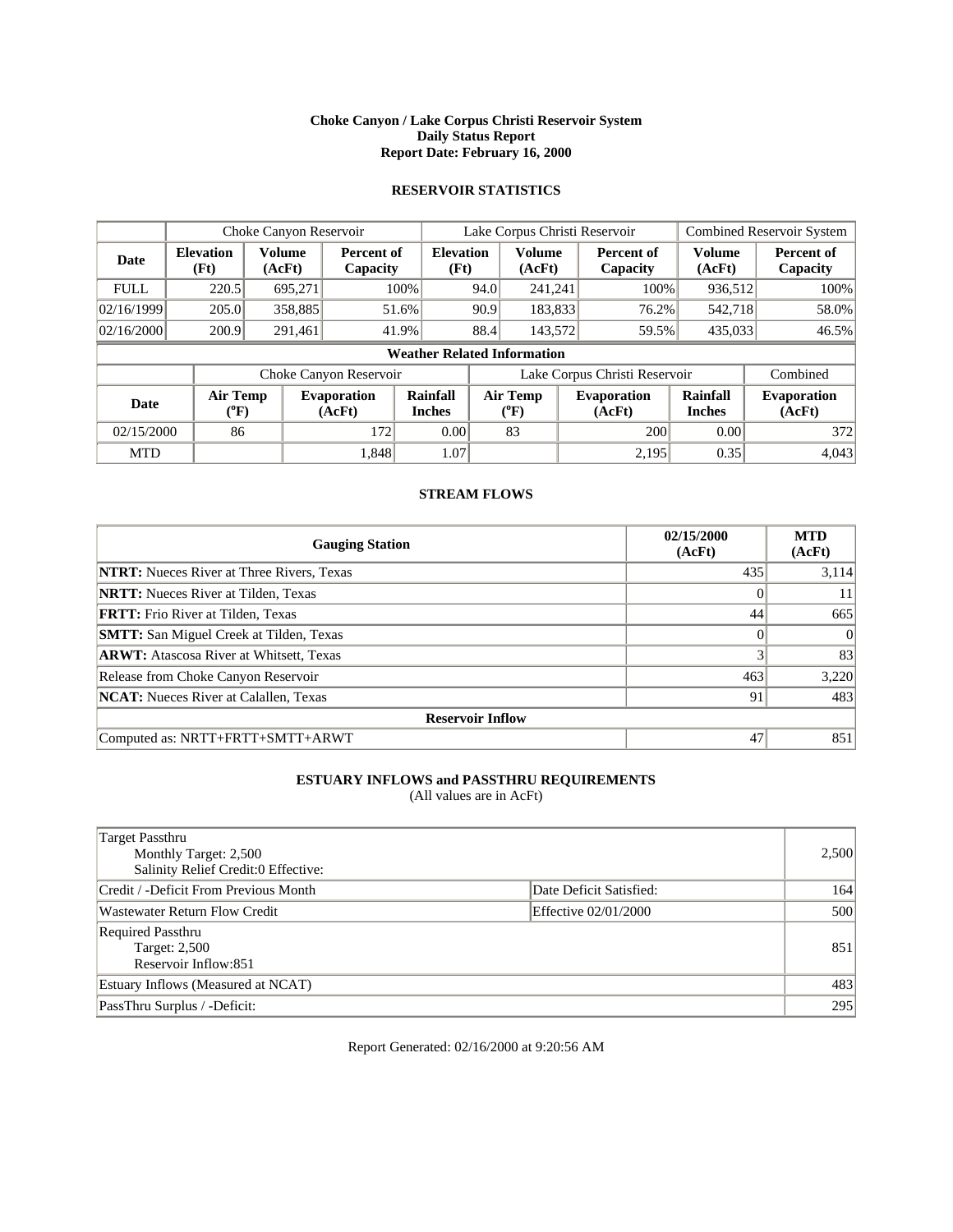# Choke Canyon / Lake Corpus Christi Reservoir System
## Daily Status Report
### Report Date: February 16, 2000

## RESERVOIR STATISTICS

| | Choke Canyon Reservoir | | | Lake Corpus Christi Reservoir | | | Combined Reservoir System | |
|---|---|---|---|---|---|---|---|---|
| **Date** | **Elevation (Ft)** | **Volume (AcFt)** | **Percent of Capacity** | **Elevation (Ft)** | **Volume (AcFt)** | **Percent of Capacity** | **Volume (AcFt)** | **Percent of Capacity** |
| FULL | 220.5 | 695,271 | 100% | 94.0 | 241,241 | 100% | 936,512 | 100% |
| 02/16/1999 | 205.0 | 358,885 | 51.6% | 90.9 | 183,833 | 76.2% | 542,718 | 58.0% |
| 02/16/2000 | 200.9 | 291,461 | 41.9% | 88.4 | 143,572 | 59.5% | 435,033 | 46.5% |

**Weather Related Information**

| | Choke Canyon Reservoir | | | Lake Corpus Christi Reservoir | | | Combined |
|---|---|---|---|---|---|---|---|
| **Date** | **Air Temp (°F)** | **Evaporation (AcFt)** | **Rainfall Inches** | **Air Temp (°F)** | **Evaporation (AcFt)** | **Rainfall Inches** | **Evaporation (AcFt)** |
| 02/15/2000 | 86 | 172 | 0.00 | 83 | 200 | 0.00 | 372 |
| MTD | | 1,848 | 1.07 | | 2,195 | 0.35 | 4,043 |

## STREAM FLOWS

| Gauging Station | 02/15/2000 (AcFt) | MTD (AcFt) |
|---|---|---|
| **NTRT:** Nueces River at Three Rivers, Texas | 435 | 3,114 |
| **NRTT:** Nueces River at Tilden, Texas | 0 | 11 |
| **FRTT:** Frio River at Tilden, Texas | 44 | 665 |
| **SMTT:** San Miguel Creek at Tilden, Texas | 0 | 0 |
| **ARWT:** Atascosa River at Whitsett, Texas | 3 | 83 |
| Release from Choke Canyon Reservoir | 463 | 3,220 |
| **NCAT:** Nueces River at Calallen, Texas | 91 | 483 |
| **Reservoir Inflow** | | |
| Computed as: NRTT+FRTT+SMTT+ARWT | 47 | 851 |

## ESTUARY INFLOWS and PASSTHRU REQUIREMENTS

(All values are in AcFt)

| | | |
|---|---|---|
| Target Passthru<br>Monthly Target: 2,500<br>Salinity Relief Credit:0 Effective: | | 2,500 |
| Credit / -Deficit From Previous Month | Date Deficit Satisfied: | 164 |
| Wastewater Return Flow Credit | Effective 02/01/2000 | 500 |
| Required Passthru<br>Target: 2,500<br>Reservoir Inflow:851 | | 851 |
| Estuary Inflows (Measured at NCAT) | | 483 |
| PassThru Surplus / -Deficit: | | 295 |

Report Generated: 02/16/2000 at 9:20:56 AM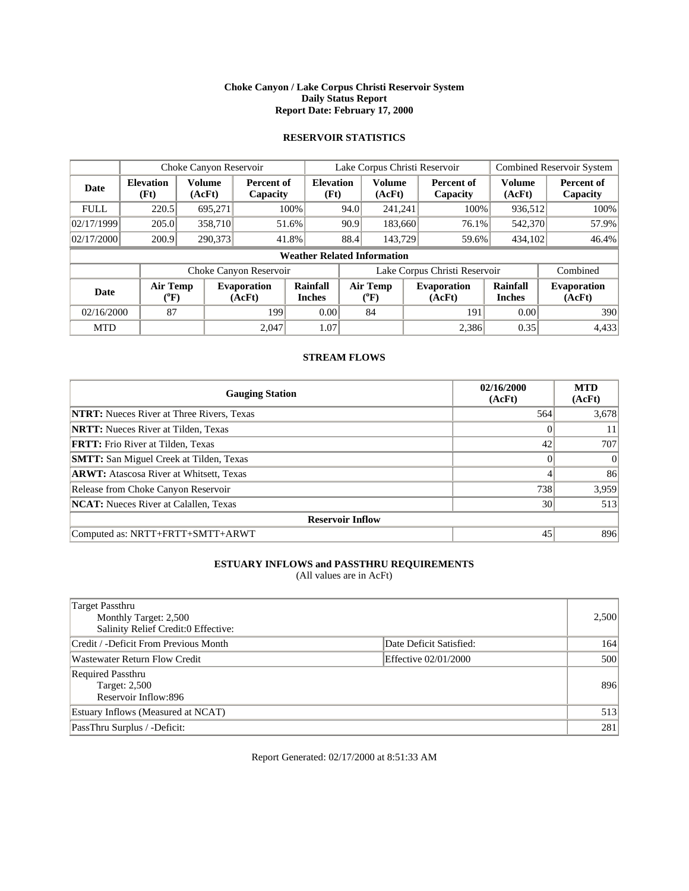**Choke Canyon / Lake Corpus Christi Reservoir System**
**Daily Status Report**
**Report Date: February 17, 2000**

## RESERVOIR STATISTICS

| | Choke Canyon Reservoir | | | Lake Corpus Christi Reservoir | | | Combined Reservoir System | |
|---|---|---|---|---|---|---|---|---|
| **Date** | **Elevation (Ft)** | **Volume (AcFt)** | **Percent of Capacity** | **Elevation (Ft)** | **Volume (AcFt)** | **Percent of Capacity** | **Volume (AcFt)** | **Percent of Capacity** |
| FULL | 220.5 | 695,271 | 100% | 94.0 | 241,241 | 100% | 936,512 | 100% |
| 02/17/1999 | 205.0 | 358,710 | 51.6% | 90.9 | 183,660 | 76.1% | 542,370 | 57.9% |
| 02/17/2000 | 200.9 | 290,373 | 41.8% | 88.4 | 143,729 | 59.6% | 434,102 | 46.4% |

**Weather Related Information**

| | Choke Canyon Reservoir | | | Lake Corpus Christi Reservoir | | | Combined |
|---|---|---|---|---|---|---|---|
| **Date** | **Air Temp (°F)** | **Evaporation (AcFt)** | **Rainfall Inches** | **Air Temp (°F)** | **Evaporation (AcFt)** | **Rainfall Inches** | **Evaporation (AcFt)** |
| 02/16/2000 | 87 | 199 | 0.00 | 84 | 191 | 0.00 | 390 |
| MTD | | 2,047 | 1.07 | | 2,386 | 0.35 | 4,433 |

## STREAM FLOWS

| Gauging Station | 02/16/2000 (AcFt) | MTD (AcFt) |
|---|---|---|
| **NTRT:** Nueces River at Three Rivers, Texas | 564 | 3,678 |
| **NRTT:** Nueces River at Tilden, Texas | 0 | 11 |
| **FRTT:** Frio River at Tilden, Texas | 42 | 707 |
| **SMTT:** San Miguel Creek at Tilden, Texas | 0 | 0 |
| **ARWT:** Atascosa River at Whitsett, Texas | 4 | 86 |
| Release from Choke Canyon Reservoir | 738 | 3,959 |
| **NCAT:** Nueces River at Calallen, Texas | 30 | 513 |
| **Reservoir Inflow** | | |
| Computed as: NRTT+FRTT+SMTT+ARWT | 45 | 896 |

## ESTUARY INFLOWS and PASSTHRU REQUIREMENTS

(All values are in AcFt)

| | | |
|---|---|---|
| Target Passthru<br>Monthly Target: 2,500<br>Salinity Relief Credit:0 Effective: | | 2,500 |
| Credit / -Deficit From Previous Month | Date Deficit Satisfied: | 164 |
| Wastewater Return Flow Credit | Effective 02/01/2000 | 500 |
| Required Passthru<br>Target: 2,500<br>Reservoir Inflow:896 | | 896 |
| Estuary Inflows (Measured at NCAT) | | 513 |
| PassThru Surplus / -Deficit: | | 281 |

Report Generated: 02/17/2000 at 8:51:33 AM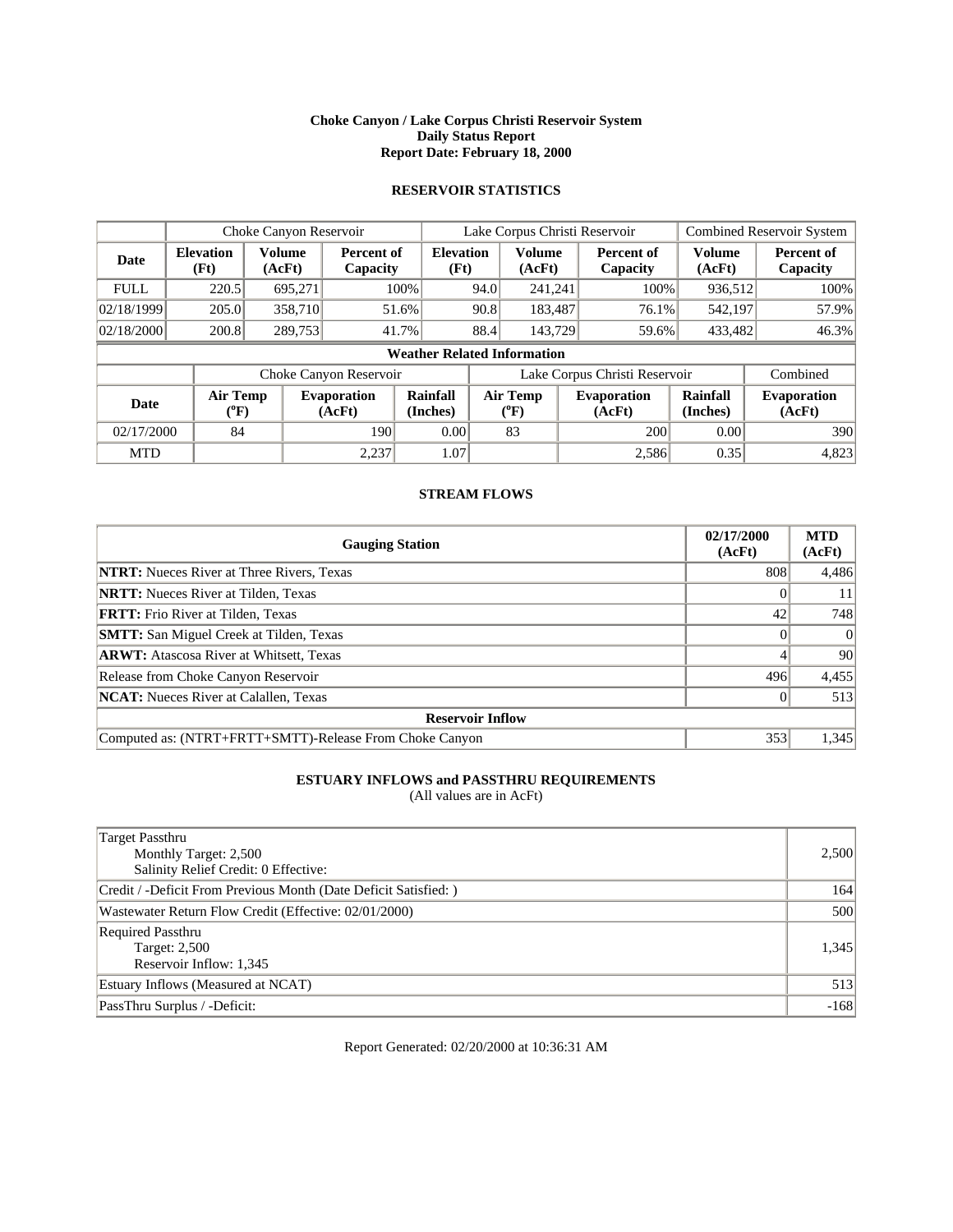**Choke Canyon / Lake Corpus Christi Reservoir System**
**Daily Status Report**
**Report Date: February 18, 2000**

## RESERVOIR STATISTICS

| | Choke Canyon Reservoir | | | Lake Corpus Christi Reservoir | | | Combined Reservoir System | |
|---|---|---|---|---|---|---|---|---|
| **Date** | **Elevation (Ft)** | **Volume (AcFt)** | **Percent of Capacity** | **Elevation (Ft)** | **Volume (AcFt)** | **Percent of Capacity** | **Volume (AcFt)** | **Percent of Capacity** |
| FULL | 220.5 | 695,271 | 100% | 94.0 | 241,241 | 100% | 936,512 | 100% |
| 02/18/1999 | 205.0 | 358,710 | 51.6% | 90.8 | 183,487 | 76.1% | 542,197 | 57.9% |
| 02/18/2000 | 200.8 | 289,753 | 41.7% | 88.4 | 143,729 | 59.6% | 433,482 | 46.3% |

**Weather Related Information**

| | Choke Canyon Reservoir | | | Lake Corpus Christi Reservoir | | | Combined |
|---|---|---|---|---|---|---|---|
| **Date** | **Air Temp (°F)** | **Evaporation (AcFt)** | **Rainfall (Inches)** | **Air Temp (°F)** | **Evaporation (AcFt)** | **Rainfall (Inches)** | **Evaporation (AcFt)** |
| 02/17/2000 | 84 | 190 | 0.00 | 83 | 200 | 0.00 | 390 |
| MTD | | 2,237 | 1.07 | | 2,586 | 0.35 | 4,823 |

## STREAM FLOWS

| Gauging Station | 02/17/2000 (AcFt) | MTD (AcFt) |
|---|---|---|
| **NTRT:** Nueces River at Three Rivers, Texas | 808 | 4,486 |
| **NRTT:** Nueces River at Tilden, Texas | 0 | 11 |
| **FRTT:** Frio River at Tilden, Texas | 42 | 748 |
| **SMTT:** San Miguel Creek at Tilden, Texas | 0 | 0 |
| **ARWT:** Atascosa River at Whitsett, Texas | 4 | 90 |
| Release from Choke Canyon Reservoir | 496 | 4,455 |
| **NCAT:** Nueces River at Calallen, Texas | 0 | 513 |
| **Reservoir Inflow** | | |
| Computed as: (NTRT+FRTT+SMTT)-Release From Choke Canyon | 353 | 1,345 |

## ESTUARY INFLOWS and PASSTHRU REQUIREMENTS

(All values are in AcFt)

| | |
|---|---|
| Target Passthru<br>Monthly Target: 2,500<br>Salinity Relief Credit: 0 Effective: | 2,500 |
| Credit / -Deficit From Previous Month (Date Deficit Satisfied: ) | 164 |
| Wastewater Return Flow Credit (Effective: 02/01/2000) | 500 |
| Required Passthru<br>Target: 2,500<br>Reservoir Inflow: 1,345 | 1,345 |
| Estuary Inflows (Measured at NCAT) | 513 |
| PassThru Surplus / -Deficit: | -168 |

Report Generated: 02/20/2000 at 10:36:31 AM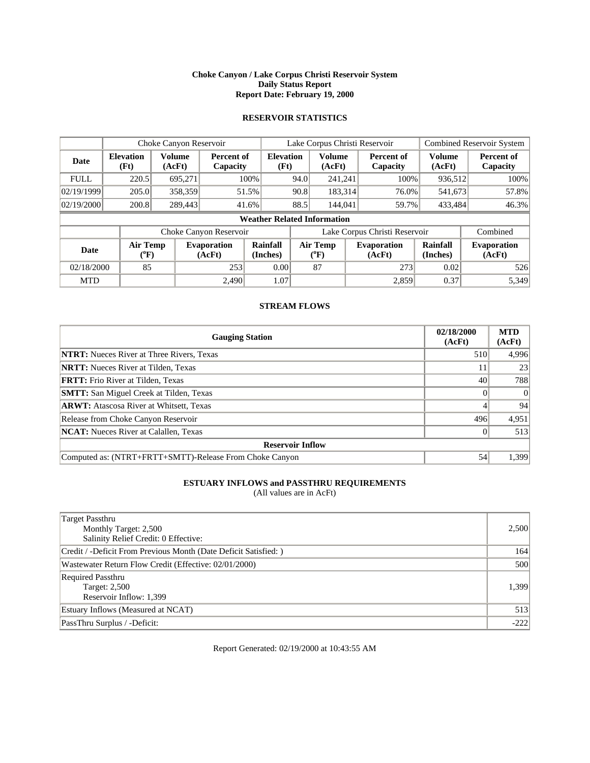**Choke Canyon / Lake Corpus Christi Reservoir System**
**Daily Status Report**
**Report Date: February 19, 2000**

## RESERVOIR STATISTICS

| | Choke Canyon Reservoir | | | Lake Corpus Christi Reservoir | | | Combined Reservoir System | |
|---|---|---|---|---|---|---|---|---|
| **Date** | **Elevation (Ft)** | **Volume (AcFt)** | **Percent of Capacity** | **Elevation (Ft)** | **Volume (AcFt)** | **Percent of Capacity** | **Volume (AcFt)** | **Percent of Capacity** |
| FULL | 220.5 | 695,271 | 100% | 94.0 | 241,241 | 100% | 936,512 | 100% |
| 02/19/1999 | 205.0 | 358,359 | 51.5% | 90.8 | 183,314 | 76.0% | 541,673 | 57.8% |
| 02/19/2000 | 200.8 | 289,443 | 41.6% | 88.5 | 144,041 | 59.7% | 433,484 | 46.3% |

**Weather Related Information**

| | Choke Canyon Reservoir | | | Lake Corpus Christi Reservoir | | | Combined |
|---|---|---|---|---|---|---|---|
| **Date** | **Air Temp (°F)** | **Evaporation (AcFt)** | **Rainfall (Inches)** | **Air Temp (°F)** | **Evaporation (AcFt)** | **Rainfall (Inches)** | **Evaporation (AcFt)** |
| 02/18/2000 | 85 | 253 | 0.00 | 87 | 273 | 0.02 | 526 |
| MTD | | 2,490 | 1.07 | | 2,859 | 0.37 | 5,349 |

## STREAM FLOWS

| Gauging Station | 02/18/2000 (AcFt) | MTD (AcFt) |
|---|---|---|
| **NTRT:** Nueces River at Three Rivers, Texas | 510 | 4,996 |
| **NRTT:** Nueces River at Tilden, Texas | 11 | 23 |
| **FRTT:** Frio River at Tilden, Texas | 40 | 788 |
| **SMTT:** San Miguel Creek at Tilden, Texas | 0 | 0 |
| **ARWT:** Atascosa River at Whitsett, Texas | 4 | 94 |
| Release from Choke Canyon Reservoir | 496 | 4,951 |
| **NCAT:** Nueces River at Calallen, Texas | 0 | 513 |
| **Reservoir Inflow** | | |
| Computed as: (NTRT+FRTT+SMTT)-Release From Choke Canyon | 54 | 1,399 |

## ESTUARY INFLOWS and PASSTHRU REQUIREMENTS

(All values are in AcFt)

| | |
|---|---|
| Target Passthru<br>Monthly Target: 2,500<br>Salinity Relief Credit: 0 Effective: | 2,500 |
| Credit / -Deficit From Previous Month (Date Deficit Satisfied: ) | 164 |
| Wastewater Return Flow Credit (Effective: 02/01/2000) | 500 |
| Required Passthru<br>Target: 2,500<br>Reservoir Inflow: 1,399 | 1,399 |
| Estuary Inflows (Measured at NCAT) | 513 |
| PassThru Surplus / -Deficit: | -222 |

Report Generated: 02/19/2000 at 10:43:55 AM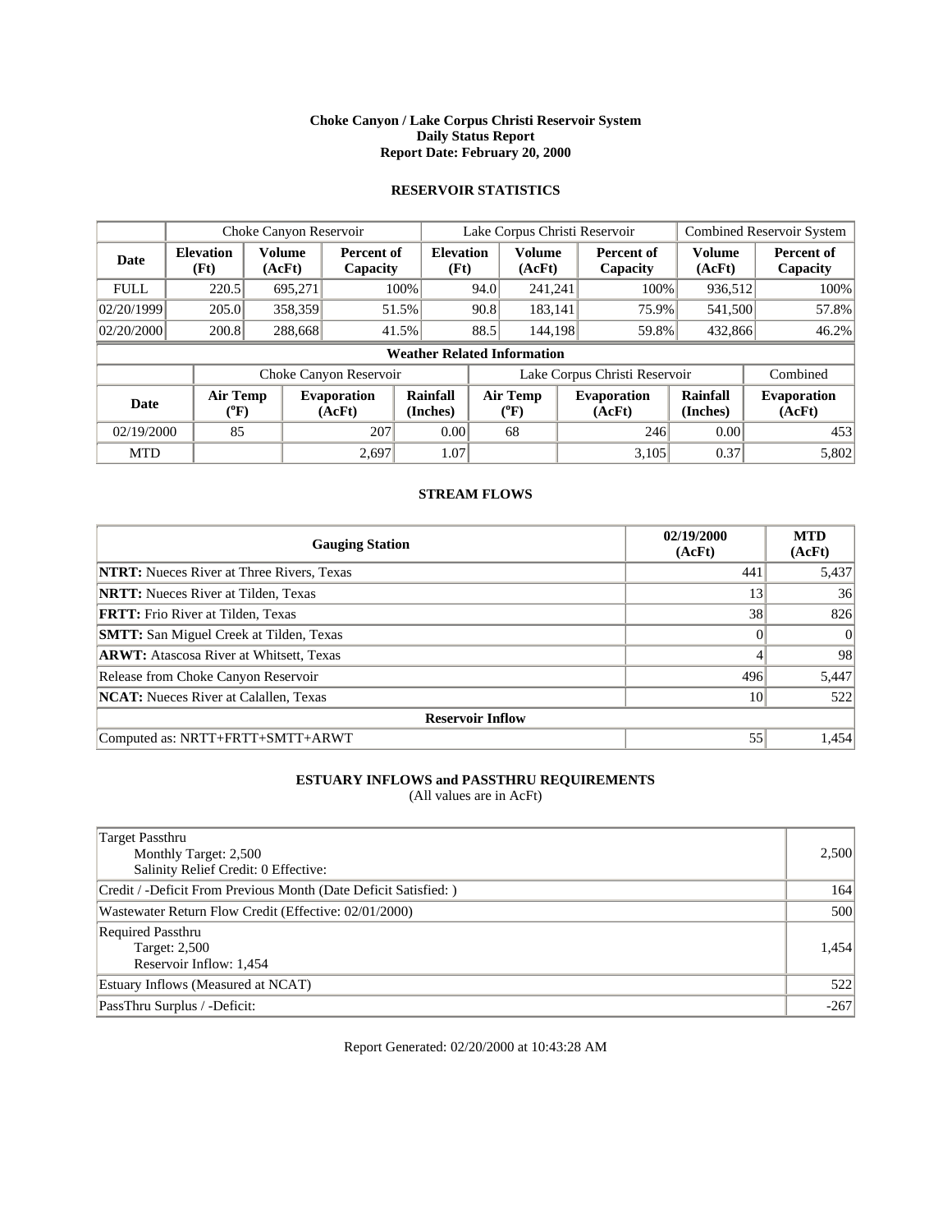**Choke Canyon / Lake Corpus Christi Reservoir System**
**Daily Status Report**
**Report Date: February 20, 2000**

## RESERVOIR STATISTICS

| | Choke Canyon Reservoir | | | Lake Corpus Christi Reservoir | | | Combined Reservoir System | |
|---|---|---|---|---|---|---|---|---|
| **Date** | **Elevation (Ft)** | **Volume (AcFt)** | **Percent of Capacity** | **Elevation (Ft)** | **Volume (AcFt)** | **Percent of Capacity** | **Volume (AcFt)** | **Percent of Capacity** |
| FULL | 220.5 | 695,271 | 100% | 94.0 | 241,241 | 100% | 936,512 | 100% |
| 02/20/1999 | 205.0 | 358,359 | 51.5% | 90.8 | 183,141 | 75.9% | 541,500 | 57.8% |
| 02/20/2000 | 200.8 | 288,668 | 41.5% | 88.5 | 144,198 | 59.8% | 432,866 | 46.2% |

**Weather Related Information**

| | Choke Canyon Reservoir | | | Lake Corpus Christi Reservoir | | | Combined |
|---|---|---|---|---|---|---|---|
| **Date** | **Air Temp (°F)** | **Evaporation (AcFt)** | **Rainfall (Inches)** | **Air Temp (°F)** | **Evaporation (AcFt)** | **Rainfall (Inches)** | **Evaporation (AcFt)** |
| 02/19/2000 | 85 | 207 | 0.00 | 68 | 246 | 0.00 | 453 |
| MTD | | 2,697 | 1.07 | | 3,105 | 0.37 | 5,802 |

## STREAM FLOWS

| Gauging Station | 02/19/2000 (AcFt) | MTD (AcFt) |
|---|---|---|
| **NTRT:** Nueces River at Three Rivers, Texas | 441 | 5,437 |
| **NRTT:** Nueces River at Tilden, Texas | 13 | 36 |
| **FRTT:** Frio River at Tilden, Texas | 38 | 826 |
| **SMTT:** San Miguel Creek at Tilden, Texas | 0 | 0 |
| **ARWT:** Atascosa River at Whitsett, Texas | 4 | 98 |
| Release from Choke Canyon Reservoir | 496 | 5,447 |
| **NCAT:** Nueces River at Calallen, Texas | 10 | 522 |
| **Reservoir Inflow** | | |
| Computed as: NRTT+FRTT+SMTT+ARWT | 55 | 1,454 |

## ESTUARY INFLOWS and PASSTHRU REQUIREMENTS

(All values are in AcFt)

| | |
|---|---|
| Target Passthru<br>Monthly Target: 2,500<br>Salinity Relief Credit: 0 Effective: | 2,500 |
| Credit / -Deficit From Previous Month (Date Deficit Satisfied: ) | 164 |
| Wastewater Return Flow Credit (Effective: 02/01/2000) | 500 |
| Required Passthru<br>Target: 2,500<br>Reservoir Inflow: 1,454 | 1,454 |
| Estuary Inflows (Measured at NCAT) | 522 |
| PassThru Surplus / -Deficit: | -267 |

Report Generated: 02/20/2000 at 10:43:28 AM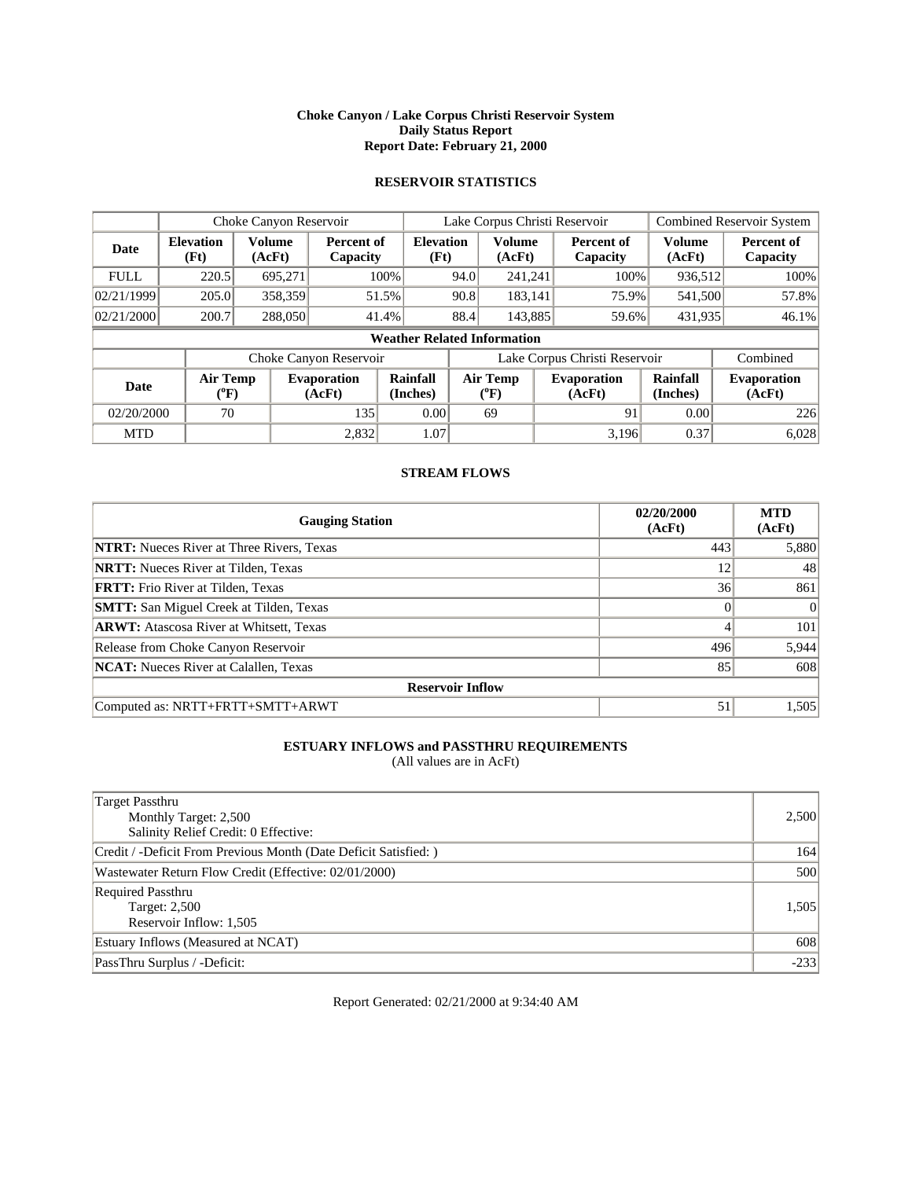**Choke Canyon / Lake Corpus Christi Reservoir System**
**Daily Status Report**
**Report Date: February 21, 2000**

## RESERVOIR STATISTICS

| | Choke Canyon Reservoir | | | Lake Corpus Christi Reservoir | | | Combined Reservoir System | |
|---|---|---|---|---|---|---|---|---|
| **Date** | **Elevation (Ft)** | **Volume (AcFt)** | **Percent of Capacity** | **Elevation (Ft)** | **Volume (AcFt)** | **Percent of Capacity** | **Volume (AcFt)** | **Percent of Capacity** |
| FULL | 220.5 | 695,271 | 100% | 94.0 | 241,241 | 100% | 936,512 | 100% |
| 02/21/1999 | 205.0 | 358,359 | 51.5% | 90.8 | 183,141 | 75.9% | 541,500 | 57.8% |
| 02/21/2000 | 200.7 | 288,050 | 41.4% | 88.4 | 143,885 | 59.6% | 431,935 | 46.1% |

**Weather Related Information**

| | Choke Canyon Reservoir | | | Lake Corpus Christi Reservoir | | | Combined |
|---|---|---|---|---|---|---|---|
| **Date** | **Air Temp (°F)** | **Evaporation (AcFt)** | **Rainfall (Inches)** | **Air Temp (°F)** | **Evaporation (AcFt)** | **Rainfall (Inches)** | **Evaporation (AcFt)** |
| 02/20/2000 | 70 | 135 | 0.00 | 69 | 91 | 0.00 | 226 |
| MTD | | 2,832 | 1.07 | | 3,196 | 0.37 | 6,028 |

## STREAM FLOWS

| Gauging Station | 02/20/2000 (AcFt) | MTD (AcFt) |
|---|---|---|
| **NTRT:** Nueces River at Three Rivers, Texas | 443 | 5,880 |
| **NRTT:** Nueces River at Tilden, Texas | 12 | 48 |
| **FRTT:** Frio River at Tilden, Texas | 36 | 861 |
| **SMTT:** San Miguel Creek at Tilden, Texas | 0 | 0 |
| **ARWT:** Atascosa River at Whitsett, Texas | 4 | 101 |
| Release from Choke Canyon Reservoir | 496 | 5,944 |
| **NCAT:** Nueces River at Calallen, Texas | 85 | 608 |
| **Reservoir Inflow** | | |
| Computed as: NRTT+FRTT+SMTT+ARWT | 51 | 1,505 |

## ESTUARY INFLOWS and PASSTHRU REQUIREMENTS

(All values are in AcFt)

| | |
|---|---|
| Target Passthru<br>Monthly Target: 2,500<br>Salinity Relief Credit: 0 Effective: | 2,500 |
| Credit / -Deficit From Previous Month (Date Deficit Satisfied: ) | 164 |
| Wastewater Return Flow Credit (Effective: 02/01/2000) | 500 |
| Required Passthru<br>Target: 2,500<br>Reservoir Inflow: 1,505 | 1,505 |
| Estuary Inflows (Measured at NCAT) | 608 |
| PassThru Surplus / -Deficit: | -233 |

Report Generated: 02/21/2000 at 9:34:40 AM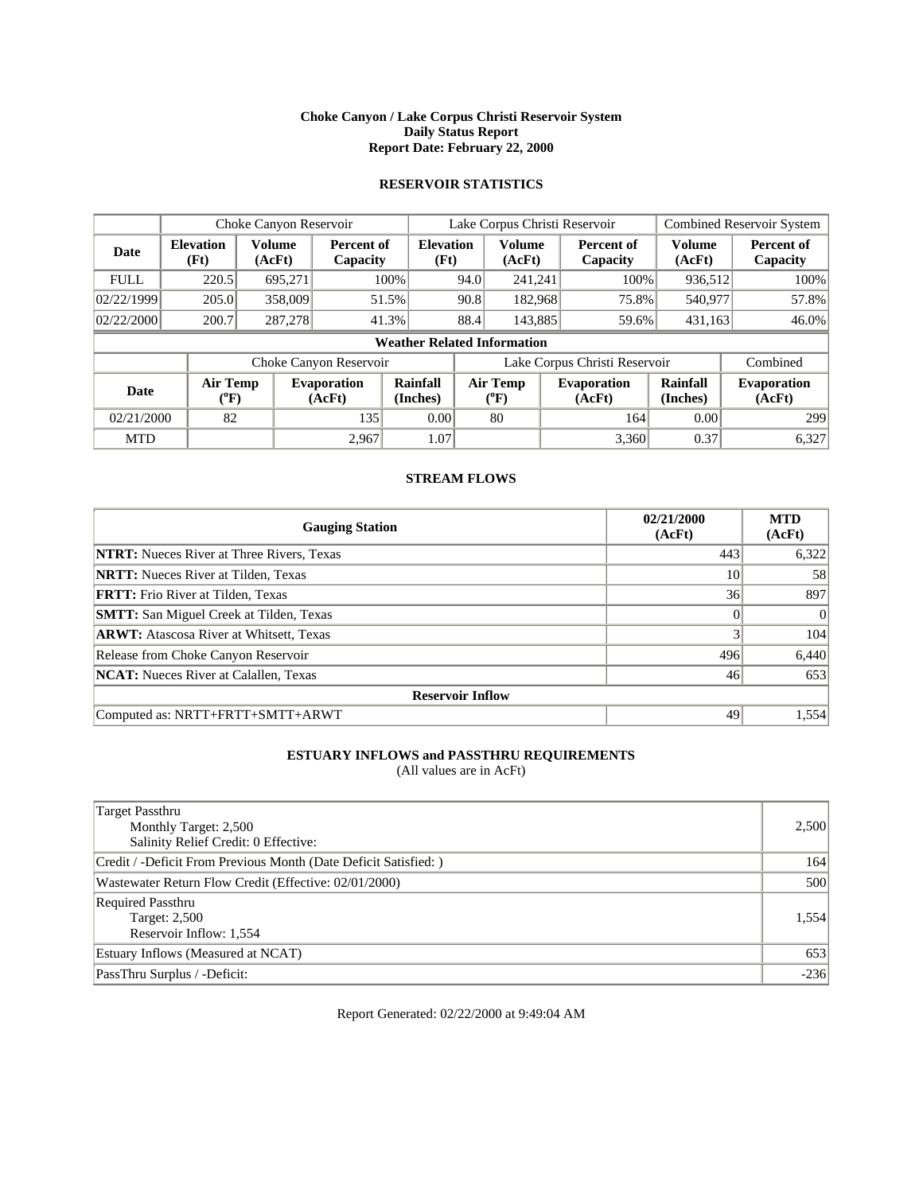**Choke Canyon / Lake Corpus Christi Reservoir System**
**Daily Status Report**
**Report Date: February 22, 2000**

## RESERVOIR STATISTICS

| | Choke Canyon Reservoir | | | Lake Corpus Christi Reservoir | | | Combined Reservoir System | |
|---|---|---|---|---|---|---|---|---|
| **Date** | **Elevation (Ft)** | **Volume (AcFt)** | **Percent of Capacity** | **Elevation (Ft)** | **Volume (AcFt)** | **Percent of Capacity** | **Volume (AcFt)** | **Percent of Capacity** |
| FULL | 220.5 | 695,271 | 100% | 94.0 | 241,241 | 100% | 936,512 | 100% |
| 02/22/1999 | 205.0 | 358,009 | 51.5% | 90.8 | 182,968 | 75.8% | 540,977 | 57.8% |
| 02/22/2000 | 200.7 | 287,278 | 41.3% | 88.4 | 143,885 | 59.6% | 431,163 | 46.0% |

**Weather Related Information**

| | Choke Canyon Reservoir | | | Lake Corpus Christi Reservoir | | | Combined |
|---|---|---|---|---|---|---|---|
| **Date** | **Air Temp (°F)** | **Evaporation (AcFt)** | **Rainfall (Inches)** | **Air Temp (°F)** | **Evaporation (AcFt)** | **Rainfall (Inches)** | **Evaporation (AcFt)** |
| 02/21/2000 | 82 | 135 | 0.00 | 80 | 164 | 0.00 | 299 |
| MTD | | 2,967 | 1.07 | | 3,360 | 0.37 | 6,327 |

## STREAM FLOWS

| Gauging Station | 02/21/2000 (AcFt) | MTD (AcFt) |
|---|---|---|
| **NTRT:** Nueces River at Three Rivers, Texas | 443 | 6,322 |
| **NRTT:** Nueces River at Tilden, Texas | 10 | 58 |
| **FRTT:** Frio River at Tilden, Texas | 36 | 897 |
| **SMTT:** San Miguel Creek at Tilden, Texas | 0 | 0 |
| **ARWT:** Atascosa River at Whitsett, Texas | 3 | 104 |
| Release from Choke Canyon Reservoir | 496 | 6,440 |
| **NCAT:** Nueces River at Calallen, Texas | 46 | 653 |
| **Reservoir Inflow** | | |
| Computed as: NRTT+FRTT+SMTT+ARWT | 49 | 1,554 |

## ESTUARY INFLOWS and PASSTHRU REQUIREMENTS

(All values are in AcFt)

| | |
|---|---|
| Target Passthru<br>Monthly Target: 2,500<br>Salinity Relief Credit: 0 Effective: | 2,500 |
| Credit / -Deficit From Previous Month (Date Deficit Satisfied: ) | 164 |
| Wastewater Return Flow Credit (Effective: 02/01/2000) | 500 |
| Required Passthru<br>Target: 2,500<br>Reservoir Inflow: 1,554 | 1,554 |
| Estuary Inflows (Measured at NCAT) | 653 |
| PassThru Surplus / -Deficit: | -236 |

Report Generated: 02/22/2000 at 9:49:04 AM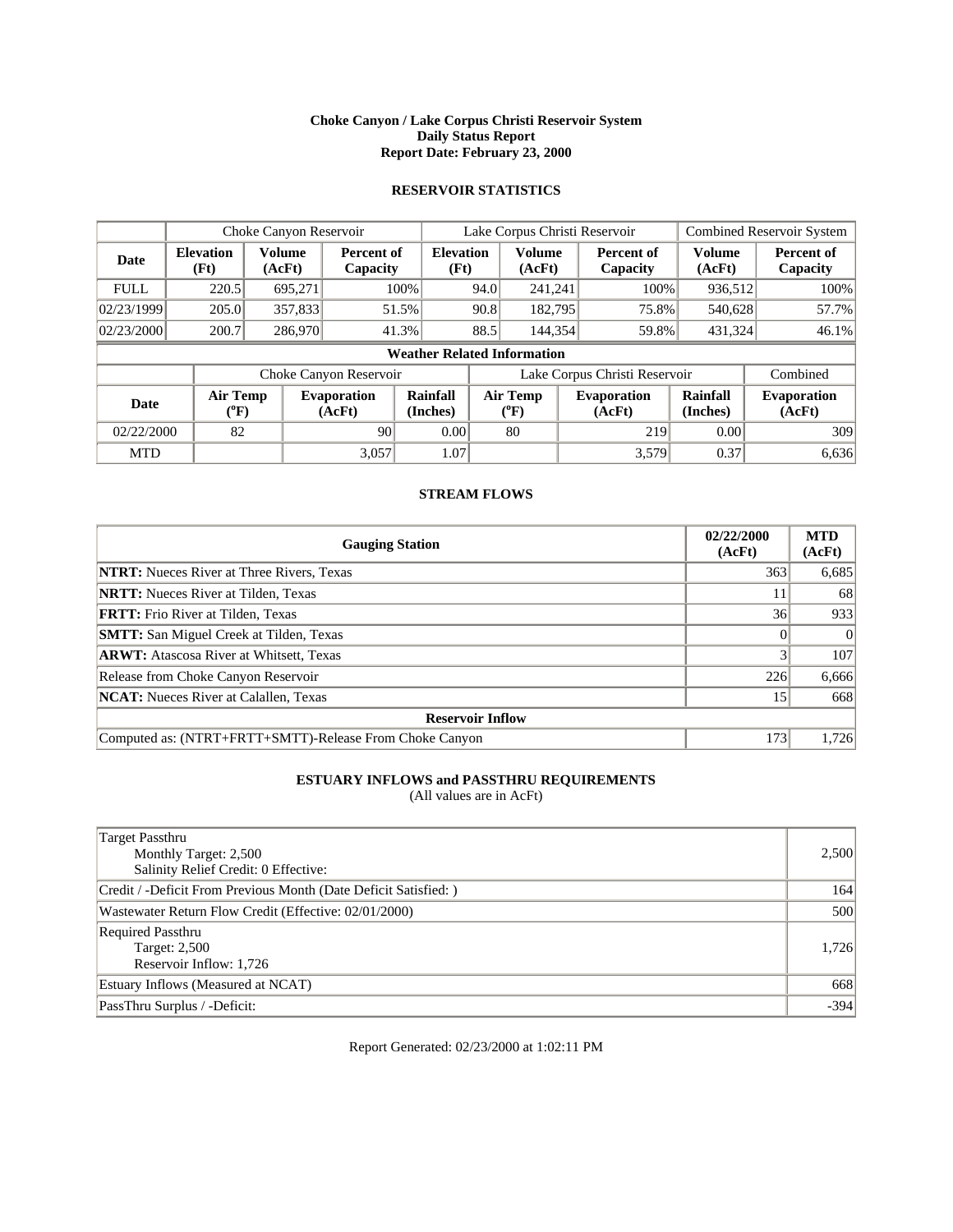# Choke Canyon / Lake Corpus Christi Reservoir System
## Daily Status Report
### Report Date: February 23, 2000

## RESERVOIR STATISTICS

| | Choke Canyon Reservoir | | | Lake Corpus Christi Reservoir | | | Combined Reservoir System | |
|---|---|---|---|---|---|---|---|---|
| Date | Elevation (Ft) | Volume (AcFt) | Percent of Capacity | Elevation (Ft) | Volume (AcFt) | Percent of Capacity | Volume (AcFt) | Percent of Capacity |
| FULL | 220.5 | 695,271 | 100% | 94.0 | 241,241 | 100% | 936,512 | 100% |
| 02/23/1999 | 205.0 | 357,833 | 51.5% | 90.8 | 182,795 | 75.8% | 540,628 | 57.7% |
| 02/23/2000 | 200.7 | 286,970 | 41.3% | 88.5 | 144,354 | 59.8% | 431,324 | 46.1% |

**Weather Related Information**

| | Choke Canyon Reservoir | | | Lake Corpus Christi Reservoir | | | Combined |
|---|---|---|---|---|---|---|---|
| Date | Air Temp (°F) | Evaporation (AcFt) | Rainfall (Inches) | Air Temp (°F) | Evaporation (AcFt) | Rainfall (Inches) | Evaporation (AcFt) |
| 02/22/2000 | 82 | 90 | 0.00 | 80 | 219 | 0.00 | 309 |
| MTD | | 3,057 | 1.07 | | 3,579 | 0.37 | 6,636 |

## STREAM FLOWS

| Gauging Station | 02/22/2000 (AcFt) | MTD (AcFt) |
|---|---|---|
| **NTRT:** Nueces River at Three Rivers, Texas | 363 | 6,685 |
| **NRTT:** Nueces River at Tilden, Texas | 11 | 68 |
| **FRTT:** Frio River at Tilden, Texas | 36 | 933 |
| **SMTT:** San Miguel Creek at Tilden, Texas | 0 | 0 |
| **ARWT:** Atascosa River at Whitsett, Texas | 3 | 107 |
| Release from Choke Canyon Reservoir | 226 | 6,666 |
| **NCAT:** Nueces River at Calallen, Texas | 15 | 668 |
| **Reservoir Inflow** | | |
| Computed as: (NTRT+FRTT+SMTT)-Release From Choke Canyon | 173 | 1,726 |

## ESTUARY INFLOWS and PASSTHRU REQUIREMENTS
(All values are in AcFt)

| | |
|---|---|
| Target Passthru<br>Monthly Target: 2,500<br>Salinity Relief Credit: 0 Effective: | 2,500 |
| Credit / -Deficit From Previous Month (Date Deficit Satisfied: ) | 164 |
| Wastewater Return Flow Credit (Effective: 02/01/2000) | 500 |
| Required Passthru<br>Target: 2,500<br>Reservoir Inflow: 1,726 | 1,726 |
| Estuary Inflows (Measured at NCAT) | 668 |
| PassThru Surplus / -Deficit: | -394 |

Report Generated: 02/23/2000 at 1:02:11 PM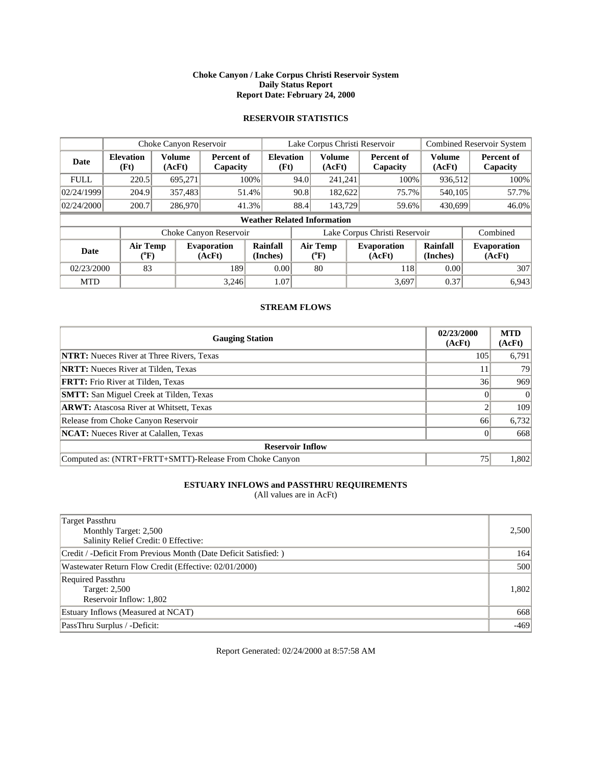**Choke Canyon / Lake Corpus Christi Reservoir System**
**Daily Status Report**
**Report Date: February 24, 2000**

## RESERVOIR STATISTICS

| | Choke Canyon Reservoir | | | Lake Corpus Christi Reservoir | | | Combined Reservoir System | |
|---|---|---|---|---|---|---|---|---|
| **Date** | **Elevation (Ft)** | **Volume (AcFt)** | **Percent of Capacity** | **Elevation (Ft)** | **Volume (AcFt)** | **Percent of Capacity** | **Volume (AcFt)** | **Percent of Capacity** |
| FULL | 220.5 | 695,271 | 100% | 94.0 | 241,241 | 100% | 936,512 | 100% |
| 02/24/1999 | 204.9 | 357,483 | 51.4% | 90.8 | 182,622 | 75.7% | 540,105 | 57.7% |
| 02/24/2000 | 200.7 | 286,970 | 41.3% | 88.4 | 143,729 | 59.6% | 430,699 | 46.0% |

**Weather Related Information**

| | Choke Canyon Reservoir | | | Lake Corpus Christi Reservoir | | | Combined |
|---|---|---|---|---|---|---|---|
| **Date** | **Air Temp (°F)** | **Evaporation (AcFt)** | **Rainfall (Inches)** | **Air Temp (°F)** | **Evaporation (AcFt)** | **Rainfall (Inches)** | **Evaporation (AcFt)** |
| 02/23/2000 | 83 | 189 | 0.00 | 80 | 118 | 0.00 | 307 |
| MTD | | 3,246 | 1.07 | | 3,697 | 0.37 | 6,943 |

## STREAM FLOWS

| Gauging Station | 02/23/2000 (AcFt) | MTD (AcFt) |
|---|---|---|
| **NTRT:** Nueces River at Three Rivers, Texas | 105 | 6,791 |
| **NRTT:** Nueces River at Tilden, Texas | 11 | 79 |
| **FRTT:** Frio River at Tilden, Texas | 36 | 969 |
| **SMTT:** San Miguel Creek at Tilden, Texas | 0 | 0 |
| **ARWT:** Atascosa River at Whitsett, Texas | 2 | 109 |
| Release from Choke Canyon Reservoir | 66 | 6,732 |
| **NCAT:** Nueces River at Calallen, Texas | 0 | 668 |
| **Reservoir Inflow** | | |
| Computed as: (NTRT+FRTT+SMTT)-Release From Choke Canyon | 75 | 1,802 |

## ESTUARY INFLOWS and PASSTHRU REQUIREMENTS

(All values are in AcFt)

| | |
|---|---|
| Target Passthru<br>Monthly Target: 2,500<br>Salinity Relief Credit: 0 Effective: | 2,500 |
| Credit / -Deficit From Previous Month (Date Deficit Satisfied: ) | 164 |
| Wastewater Return Flow Credit (Effective: 02/01/2000) | 500 |
| Required Passthru<br>Target: 2,500<br>Reservoir Inflow: 1,802 | 1,802 |
| Estuary Inflows (Measured at NCAT) | 668 |
| PassThru Surplus / -Deficit: | -469 |

Report Generated: 02/24/2000 at 8:57:58 AM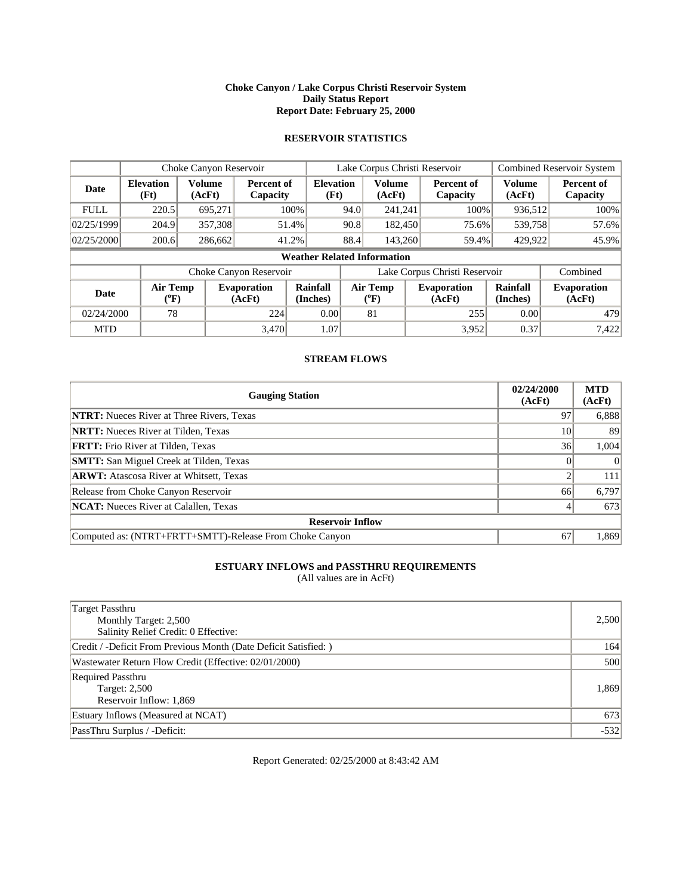**Choke Canyon / Lake Corpus Christi Reservoir System**
**Daily Status Report**
**Report Date: February 25, 2000**

## RESERVOIR STATISTICS

| | Choke Canyon Reservoir | | | Lake Corpus Christi Reservoir | | | Combined Reservoir System | |
|---|---|---|---|---|---|---|---|---|
| **Date** | **Elevation (Ft)** | **Volume (AcFt)** | **Percent of Capacity** | **Elevation (Ft)** | **Volume (AcFt)** | **Percent of Capacity** | **Volume (AcFt)** | **Percent of Capacity** |
| FULL | 220.5 | 695,271 | 100% | 94.0 | 241,241 | 100% | 936,512 | 100% |
| 02/25/1999 | 204.9 | 357,308 | 51.4% | 90.8 | 182,450 | 75.6% | 539,758 | 57.6% |
| 02/25/2000 | 200.6 | 286,662 | 41.2% | 88.4 | 143,260 | 59.4% | 429,922 | 45.9% |

**Weather Related Information**

| | Choke Canyon Reservoir | | | Lake Corpus Christi Reservoir | | | Combined |
|---|---|---|---|---|---|---|---|
| **Date** | **Air Temp (°F)** | **Evaporation (AcFt)** | **Rainfall (Inches)** | **Air Temp (°F)** | **Evaporation (AcFt)** | **Rainfall (Inches)** | **Evaporation (AcFt)** |
| 02/24/2000 | 78 | 224 | 0.00 | 81 | 255 | 0.00 | 479 |
| MTD | | 3,470 | 1.07 | | 3,952 | 0.37 | 7,422 |

## STREAM FLOWS

| Gauging Station | 02/24/2000 (AcFt) | MTD (AcFt) |
|---|---|---|
| **NTRT:** Nueces River at Three Rivers, Texas | 97 | 6,888 |
| **NRTT:** Nueces River at Tilden, Texas | 10 | 89 |
| **FRTT:** Frio River at Tilden, Texas | 36 | 1,004 |
| **SMTT:** San Miguel Creek at Tilden, Texas | 0 | 0 |
| **ARWT:** Atascosa River at Whitsett, Texas | 2 | 111 |
| Release from Choke Canyon Reservoir | 66 | 6,797 |
| **NCAT:** Nueces River at Calallen, Texas | 4 | 673 |
| **Reservoir Inflow** | | |
| Computed as: (NTRT+FRTT+SMTT)-Release From Choke Canyon | 67 | 1,869 |

## ESTUARY INFLOWS and PASSTHRU REQUIREMENTS

(All values are in AcFt)

| | |
|---|---|
| Target Passthru<br>Monthly Target: 2,500<br>Salinity Relief Credit: 0 Effective: | 2,500 |
| Credit / -Deficit From Previous Month (Date Deficit Satisfied: ) | 164 |
| Wastewater Return Flow Credit (Effective: 02/01/2000) | 500 |
| Required Passthru<br>Target: 2,500<br>Reservoir Inflow: 1,869 | 1,869 |
| Estuary Inflows (Measured at NCAT) | 673 |
| PassThru Surplus / -Deficit: | -532 |

Report Generated: 02/25/2000 at 8:43:42 AM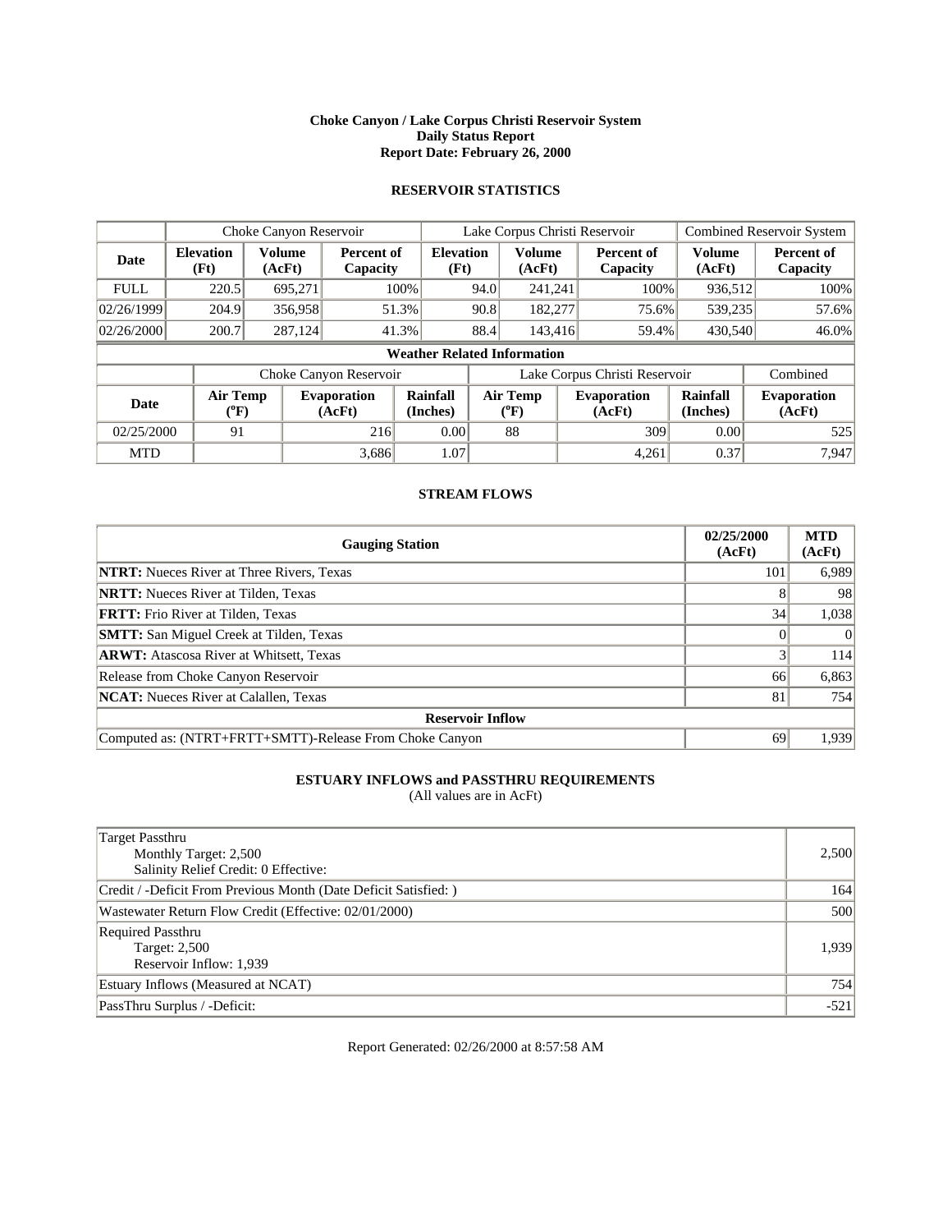**Choke Canyon / Lake Corpus Christi Reservoir System**
**Daily Status Report**
**Report Date: February 26, 2000**

## RESERVOIR STATISTICS

| | Choke Canyon Reservoir | | | Lake Corpus Christi Reservoir | | | Combined Reservoir System | |
|---|---|---|---|---|---|---|---|---|
| **Date** | **Elevation (Ft)** | **Volume (AcFt)** | **Percent of Capacity** | **Elevation (Ft)** | **Volume (AcFt)** | **Percent of Capacity** | **Volume (AcFt)** | **Percent of Capacity** |
| FULL | 220.5 | 695,271 | 100% | 94.0 | 241,241 | 100% | 936,512 | 100% |
| 02/26/1999 | 204.9 | 356,958 | 51.3% | 90.8 | 182,277 | 75.6% | 539,235 | 57.6% |
| 02/26/2000 | 200.7 | 287,124 | 41.3% | 88.4 | 143,416 | 59.4% | 430,540 | 46.0% |

**Weather Related Information**

| | Choke Canyon Reservoir | | | Lake Corpus Christi Reservoir | | | Combined |
|---|---|---|---|---|---|---|---|
| **Date** | **Air Temp (°F)** | **Evaporation (AcFt)** | **Rainfall (Inches)** | **Air Temp (°F)** | **Evaporation (AcFt)** | **Rainfall (Inches)** | **Evaporation (AcFt)** |
| 02/25/2000 | 91 | 216 | 0.00 | 88 | 309 | 0.00 | 525 |
| MTD | | 3,686 | 1.07 | | 4,261 | 0.37 | 7,947 |

## STREAM FLOWS

| Gauging Station | 02/25/2000 (AcFt) | MTD (AcFt) |
|---|---|---|
| **NTRT:** Nueces River at Three Rivers, Texas | 101 | 6,989 |
| **NRTT:** Nueces River at Tilden, Texas | 8 | 98 |
| **FRTT:** Frio River at Tilden, Texas | 34 | 1,038 |
| **SMTT:** San Miguel Creek at Tilden, Texas | 0 | 0 |
| **ARWT:** Atascosa River at Whitsett, Texas | 3 | 114 |
| Release from Choke Canyon Reservoir | 66 | 6,863 |
| **NCAT:** Nueces River at Calallen, Texas | 81 | 754 |
| **Reservoir Inflow** | | |
| Computed as: (NTRT+FRTT+SMTT)-Release From Choke Canyon | 69 | 1,939 |

## ESTUARY INFLOWS and PASSTHRU REQUIREMENTS
(All values are in AcFt)

| | |
|---|---|
| Target Passthru<br>Monthly Target: 2,500<br>Salinity Relief Credit: 0 Effective: | 2,500 |
| Credit / -Deficit From Previous Month (Date Deficit Satisfied: ) | 164 |
| Wastewater Return Flow Credit (Effective: 02/01/2000) | 500 |
| Required Passthru<br>Target: 2,500<br>Reservoir Inflow: 1,939 | 1,939 |
| Estuary Inflows (Measured at NCAT) | 754 |
| PassThru Surplus / -Deficit: | -521 |

Report Generated: 02/26/2000 at 8:57:58 AM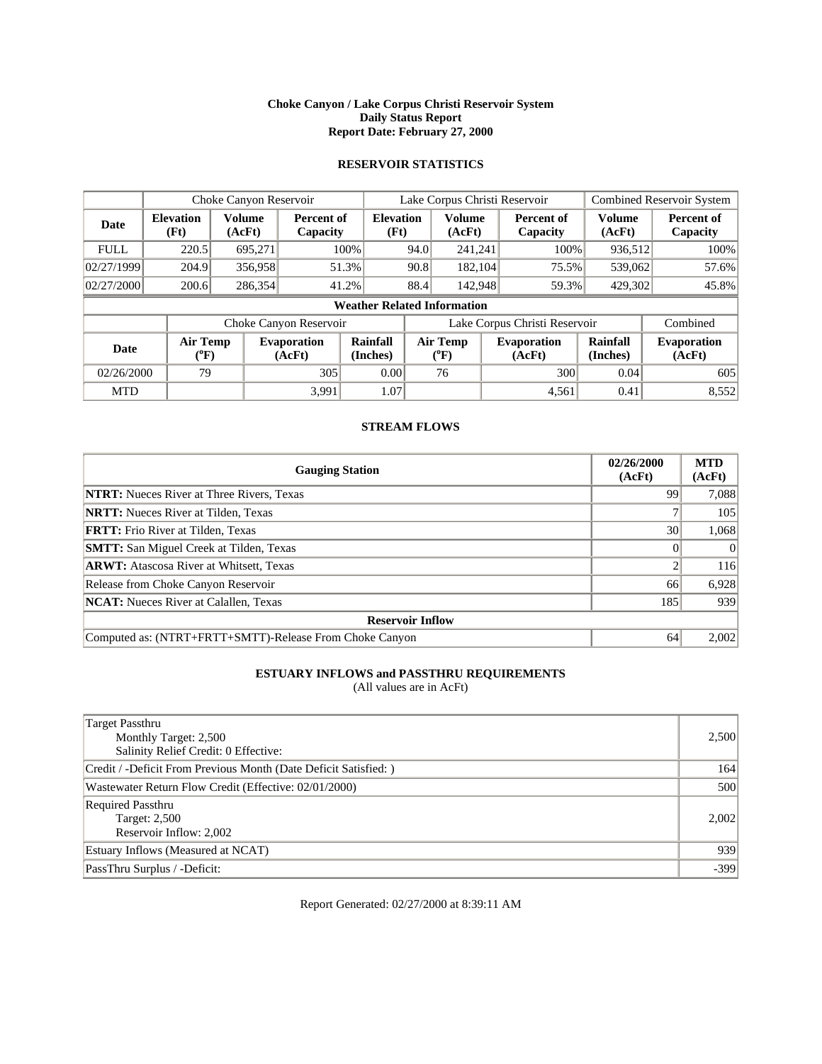**Choke Canyon / Lake Corpus Christi Reservoir System**
**Daily Status Report**
**Report Date: February 27, 2000**

## RESERVOIR STATISTICS

| | Choke Canyon Reservoir | | | Lake Corpus Christi Reservoir | | | Combined Reservoir System | |
|---|---|---|---|---|---|---|---|---|
| **Date** | **Elevation (Ft)** | **Volume (AcFt)** | **Percent of Capacity** | **Elevation (Ft)** | **Volume (AcFt)** | **Percent of Capacity** | **Volume (AcFt)** | **Percent of Capacity** |
| FULL | 220.5 | 695,271 | 100% | 94.0 | 241,241 | 100% | 936,512 | 100% |
| 02/27/1999 | 204.9 | 356,958 | 51.3% | 90.8 | 182,104 | 75.5% | 539,062 | 57.6% |
| 02/27/2000 | 200.6 | 286,354 | 41.2% | 88.4 | 142,948 | 59.3% | 429,302 | 45.8% |

**Weather Related Information**

| | Choke Canyon Reservoir | | | Lake Corpus Christi Reservoir | | | Combined |
|---|---|---|---|---|---|---|---|
| **Date** | **Air Temp (°F)** | **Evaporation (AcFt)** | **Rainfall (Inches)** | **Air Temp (°F)** | **Evaporation (AcFt)** | **Rainfall (Inches)** | **Evaporation (AcFt)** |
| 02/26/2000 | 79 | 305 | 0.00 | 76 | 300 | 0.04 | 605 |
| MTD | | 3,991 | 1.07 | | 4,561 | 0.41 | 8,552 |

## STREAM FLOWS

| Gauging Station | 02/26/2000 (AcFt) | MTD (AcFt) |
|---|---|---|
| **NTRT:** Nueces River at Three Rivers, Texas | 99 | 7,088 |
| **NRTT:** Nueces River at Tilden, Texas | 7 | 105 |
| **FRTT:** Frio River at Tilden, Texas | 30 | 1,068 |
| **SMTT:** San Miguel Creek at Tilden, Texas | 0 | 0 |
| **ARWT:** Atascosa River at Whitsett, Texas | 2 | 116 |
| Release from Choke Canyon Reservoir | 66 | 6,928 |
| **NCAT:** Nueces River at Calallen, Texas | 185 | 939 |
| **Reservoir Inflow** | | |
| Computed as: (NTRT+FRTT+SMTT)-Release From Choke Canyon | 64 | 2,002 |

## ESTUARY INFLOWS and PASSTHRU REQUIREMENTS

(All values are in AcFt)

| | |
|---|---|
| Target Passthru<br>Monthly Target: 2,500<br>Salinity Relief Credit: 0 Effective: | 2,500 |
| Credit / -Deficit From Previous Month (Date Deficit Satisfied: ) | 164 |
| Wastewater Return Flow Credit (Effective: 02/01/2000) | 500 |
| Required Passthru<br>Target: 2,500<br>Reservoir Inflow: 2,002 | 2,002 |
| Estuary Inflows (Measured at NCAT) | 939 |
| PassThru Surplus / -Deficit: | -399 |

Report Generated: 02/27/2000 at 8:39:11 AM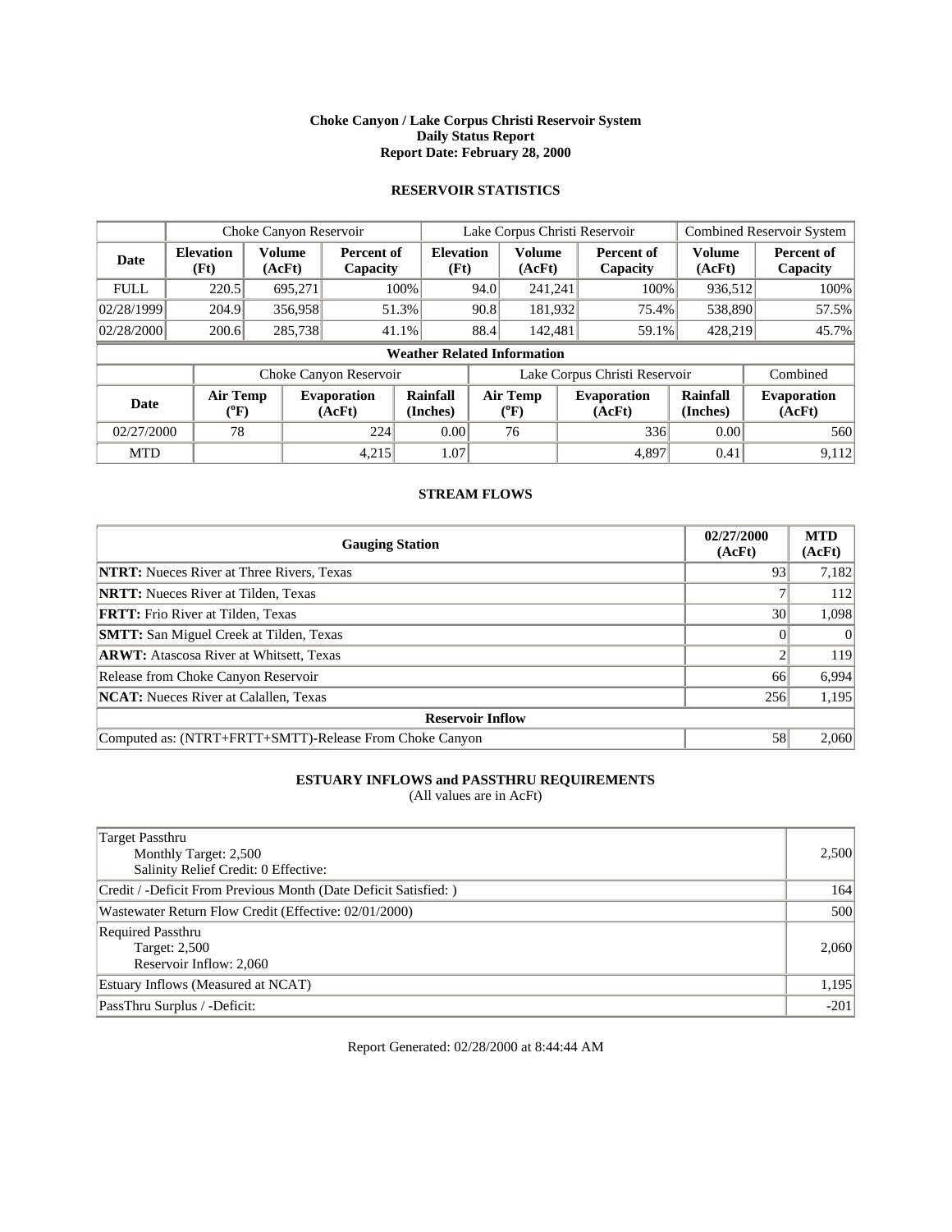**Choke Canyon / Lake Corpus Christi Reservoir System**
**Daily Status Report**
**Report Date: February 28, 2000**

## RESERVOIR STATISTICS

| | Choke Canyon Reservoir | | | Lake Corpus Christi Reservoir | | | Combined Reservoir System | |
|---|---|---|---|---|---|---|---|---|
| **Date** | **Elevation (Ft)** | **Volume (AcFt)** | **Percent of Capacity** | **Elevation (Ft)** | **Volume (AcFt)** | **Percent of Capacity** | **Volume (AcFt)** | **Percent of Capacity** |
| FULL | 220.5 | 695,271 | 100% | 94.0 | 241,241 | 100% | 936,512 | 100% |
| 02/28/1999 | 204.9 | 356,958 | 51.3% | 90.8 | 181,932 | 75.4% | 538,890 | 57.5% |
| 02/28/2000 | 200.6 | 285,738 | 41.1% | 88.4 | 142,481 | 59.1% | 428,219 | 45.7% |

**Weather Related Information**

| | Choke Canyon Reservoir | | | Lake Corpus Christi Reservoir | | | Combined |
|---|---|---|---|---|---|---|---|
| **Date** | **Air Temp (ºF)** | **Evaporation (AcFt)** | **Rainfall (Inches)** | **Air Temp (ºF)** | **Evaporation (AcFt)** | **Rainfall (Inches)** | **Evaporation (AcFt)** |
| 02/27/2000 | 78 | 224 | 0.00 | 76 | 336 | 0.00 | 560 |
| MTD | | 4,215 | 1.07 | | 4,897 | 0.41 | 9,112 |

## STREAM FLOWS

| Gauging Station | 02/27/2000 (AcFt) | MTD (AcFt) |
|---|---|---|
| **NTRT:** Nueces River at Three Rivers, Texas | 93 | 7,182 |
| **NRTT:** Nueces River at Tilden, Texas | 7 | 112 |
| **FRTT:** Frio River at Tilden, Texas | 30 | 1,098 |
| **SMTT:** San Miguel Creek at Tilden, Texas | 0 | 0 |
| **ARWT:** Atascosa River at Whitsett, Texas | 2 | 119 |
| Release from Choke Canyon Reservoir | 66 | 6,994 |
| **NCAT:** Nueces River at Calallen, Texas | 256 | 1,195 |
| **Reservoir Inflow** | | |
| Computed as: (NTRT+FRTT+SMTT)-Release From Choke Canyon | 58 | 2,060 |

## ESTUARY INFLOWS and PASSTHRU REQUIREMENTS

(All values are in AcFt)

| | |
|---|---|
| Target Passthru<br>Monthly Target: 2,500<br>Salinity Relief Credit: 0 Effective: | 2,500 |
| Credit / -Deficit From Previous Month (Date Deficit Satisfied: ) | 164 |
| Wastewater Return Flow Credit (Effective: 02/01/2000) | 500 |
| Required Passthru<br>Target: 2,500<br>Reservoir Inflow: 2,060 | 2,060 |
| Estuary Inflows (Measured at NCAT) | 1,195 |
| PassThru Surplus / -Deficit: | -201 |

Report Generated: 02/28/2000 at 8:44:44 AM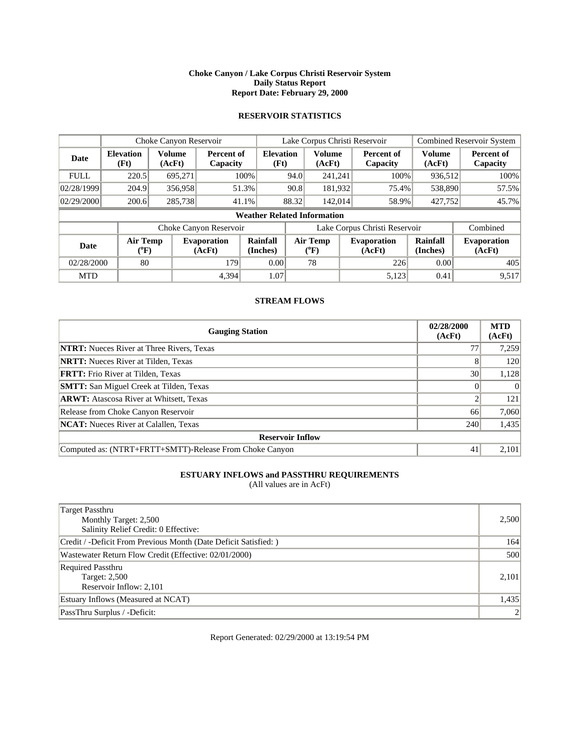**Choke Canyon / Lake Corpus Christi Reservoir System**
**Daily Status Report**
**Report Date: February 29, 2000**

## RESERVOIR STATISTICS

| | Choke Canyon Reservoir | | | Lake Corpus Christi Reservoir | | | Combined Reservoir System | |
|---|---|---|---|---|---|---|---|---|
| **Date** | **Elevation (Ft)** | **Volume (AcFt)** | **Percent of Capacity** | **Elevation (Ft)** | **Volume (AcFt)** | **Percent of Capacity** | **Volume (AcFt)** | **Percent of Capacity** |
| FULL | 220.5 | 695,271 | 100% | 94.0 | 241,241 | 100% | 936,512 | 100% |
| 02/28/1999 | 204.9 | 356,958 | 51.3% | 90.8 | 181,932 | 75.4% | 538,890 | 57.5% |
| 02/29/2000 | 200.6 | 285,738 | 41.1% | 88.32 | 142,014 | 58.9% | 427,752 | 45.7% |

**Weather Related Information**

| | Choke Canyon Reservoir | | | Lake Corpus Christi Reservoir | | | Combined |
|---|---|---|---|---|---|---|---|
| **Date** | **Air Temp (°F)** | **Evaporation (AcFt)** | **Rainfall (Inches)** | **Air Temp (°F)** | **Evaporation (AcFt)** | **Rainfall (Inches)** | **Evaporation (AcFt)** |
| 02/28/2000 | 80 | 179 | 0.00 | 78 | 226 | 0.00 | 405 |
| MTD | | 4,394 | 1.07 | | 5,123 | 0.41 | 9,517 |

## STREAM FLOWS

| Gauging Station | 02/28/2000 (AcFt) | MTD (AcFt) |
|---|---|---|
| **NTRT:** Nueces River at Three Rivers, Texas | 77 | 7,259 |
| **NRTT:** Nueces River at Tilden, Texas | 8 | 120 |
| **FRTT:** Frio River at Tilden, Texas | 30 | 1,128 |
| **SMTT:** San Miguel Creek at Tilden, Texas | 0 | 0 |
| **ARWT:** Atascosa River at Whitsett, Texas | 2 | 121 |
| Release from Choke Canyon Reservoir | 66 | 7,060 |
| **NCAT:** Nueces River at Calallen, Texas | 240 | 1,435 |
| **Reservoir Inflow** | | |
| Computed as: (NTRT+FRTT+SMTT)-Release From Choke Canyon | 41 | 2,101 |

## ESTUARY INFLOWS and PASSTHRU REQUIREMENTS

(All values are in AcFt)

| | |
|---|---|
| Target Passthru<br>Monthly Target: 2,500<br>Salinity Relief Credit: 0 Effective: | 2,500 |
| Credit / -Deficit From Previous Month (Date Deficit Satisfied: ) | 164 |
| Wastewater Return Flow Credit (Effective: 02/01/2000) | 500 |
| Required Passthru<br>Target: 2,500<br>Reservoir Inflow: 2,101 | 2,101 |
| Estuary Inflows (Measured at NCAT) | 1,435 |
| PassThru Surplus / -Deficit: | 2 |

Report Generated: 02/29/2000 at 13:19:54 PM